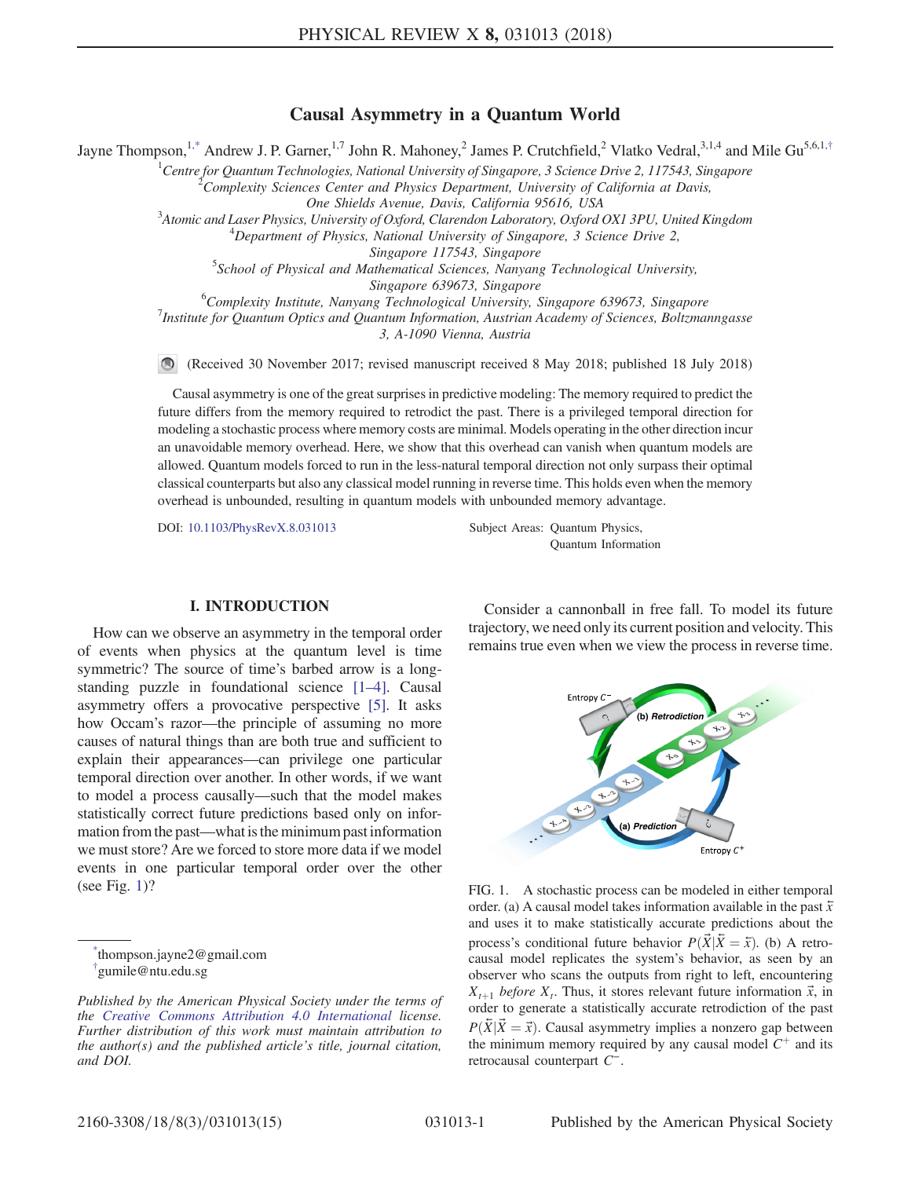# Causal Asymmetry in a Quantum World

Jayne Thompson,[1,*] Andrew J. P. Garner,[1,7] John R. Mahoney,[2] James P. Crutchfield,[2] Vlatko Vedral,[3,1,4] and Mile Gu[5,6,1,†]

[1]*Centre for Quantum Technologies, National University of Singapore, 3 Science Drive 2, 117543, Singapore*
[2]*Complexity Sciences Center and Physics Department, University of California at Davis, One Shields Avenue, Davis, California 95616, USA*
[3]*Atomic and Laser Physics, University of Oxford, Clarendon Laboratory, Oxford OX1 3PU, United Kingdom*
[4]*Department of Physics, National University of Singapore, 3 Science Drive 2, Singapore 117543, Singapore*
[5]*School of Physical and Mathematical Sciences, Nanyang Technological University, Singapore 639673, Singapore*
[6]*Complexity Institute, Nanyang Technological University, Singapore 639673, Singapore*
[7]*Institute for Quantum Optics and Quantum Information, Austrian Academy of Sciences, Boltzmanngasse 3, A-1090 Vienna, Austria*

(Received 30 November 2017; revised manuscript received 8 May 2018; published 18 July 2018)

Causal asymmetry is one of the great surprises in predictive modeling: The memory required to predict the future differs from the memory required to retrodict the past. There is a privileged temporal direction for modeling a stochastic process where memory costs are minimal. Models operating in the other direction incur an unavoidable memory overhead. Here, we show that this overhead can vanish when quantum models are allowed. Quantum models forced to run in the less-natural temporal direction not only surpass their optimal classical counterparts but also any classical model running in reverse time. This holds even when the memory overhead is unbounded, resulting in quantum models with unbounded memory advantage.

DOI: 10.1103/PhysRevX.8.031013

Subject Areas: Quantum Physics, Quantum Information

## I. INTRODUCTION

How can we observe an asymmetry in the temporal order of events when physics at the quantum level is time symmetric? The source of time's barbed arrow is a longstanding puzzle in foundational science [1–4]. Causal asymmetry offers a provocative perspective [5]. It asks how Occam's razor—the principle of assuming no more causes of natural things than are both true and sufficient to explain their appearances—can privilege one particular temporal direction over another. In other words, if we want to model a process causally—such that the model makes statistically correct future predictions based only on information from the past—what is the minimum past information we must store? Are we forced to store more data if we model events in one particular temporal order over the other (see Fig. 1)?

Consider a cannonball in free fall. To model its future trajectory, we need only its current position and velocity. This remains true even when we view the process in reverse time.

FIG. 1. A stochastic process can be modeled in either temporal order. (a) A causal model takes information available in the past $\overleftarrow{x}$ and uses it to make statistically accurate predictions about the process's conditional future behavior $P(\overrightarrow{X}|\overleftarrow{X}=\overleftarrow{x})$. (b) A retrocausal model replicates the system's behavior, as seen by an observer who scans the outputs from right to left, encountering $X_{t+1}$ *before* $X_t$. Thus, it stores relevant future information $\overrightarrow{x}$, in order to generate a statistically accurate retrodiction of the past $P(\overleftarrow{X}|\overrightarrow{X}=\overrightarrow{x})$. Causal asymmetry implies a nonzero gap between the minimum memory required by any causal model $C^+$ and its retrocausal counterpart $C^-$.

*thompson.jayne2@gmail.com
†gumile@ntu.edu.sg

*Published by the American Physical Society under the terms of the Creative Commons Attribution 4.0 International license. Further distribution of this work must maintain attribution to the author(s) and the published article's title, journal citation, and DOI.*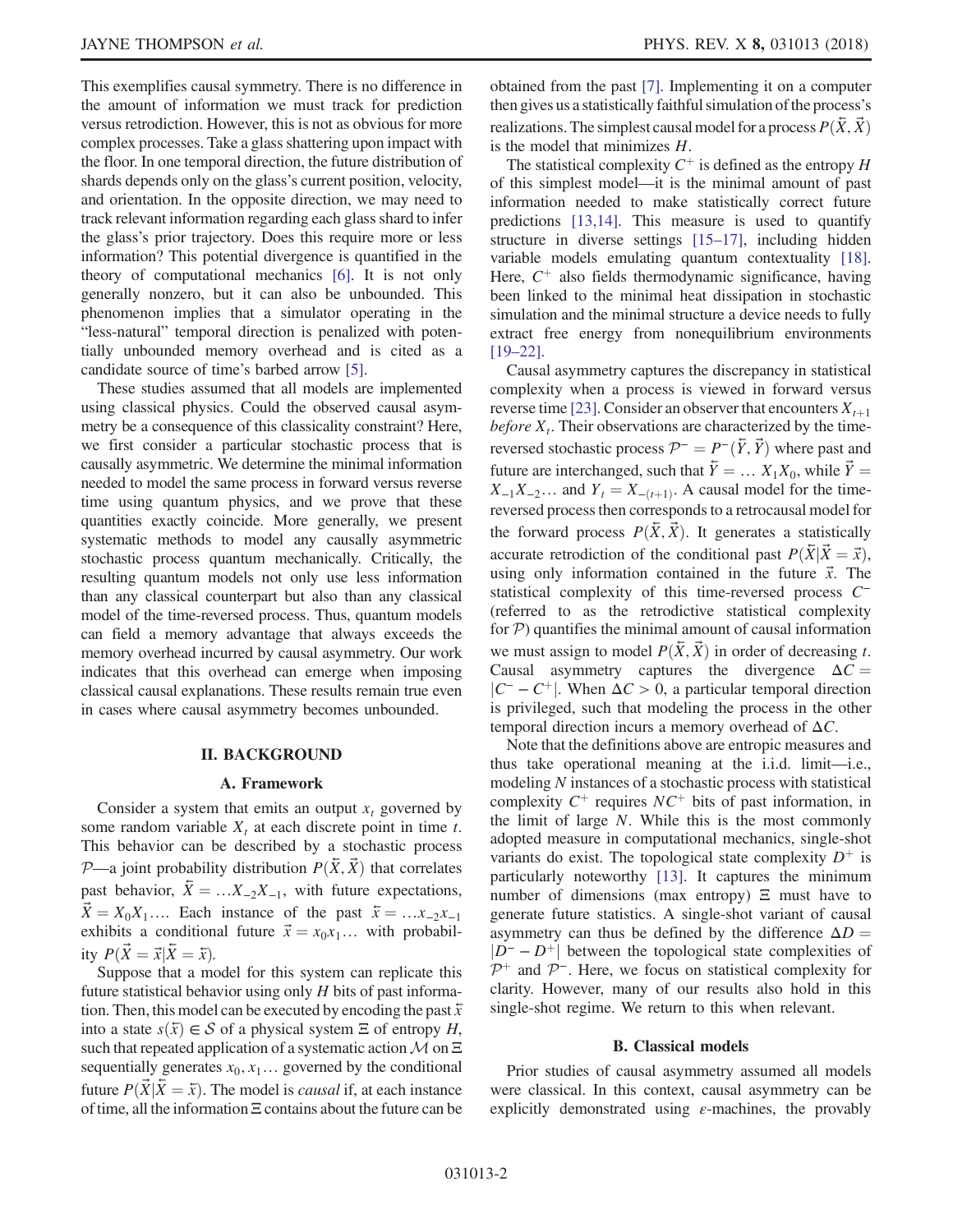This exemplifies causal symmetry. There is no difference in the amount of information we must track for prediction versus retrodiction. However, this is not as obvious for more complex processes. Take a glass shattering upon impact with the floor. In one temporal direction, the future distribution of shards depends only on the glass's current position, velocity, and orientation. In the opposite direction, we may need to track relevant information regarding each glass shard to infer the glass's prior trajectory. Does this require more or less information? This potential divergence is quantified in the theory of computational mechanics [6]. It is not only generally nonzero, but it can also be unbounded. This phenomenon implies that a simulator operating in the "less-natural" temporal direction is penalized with potentially unbounded memory overhead and is cited as a candidate source of time's barbed arrow [5].

These studies assumed that all models are implemented using classical physics. Could the observed causal asymmetry be a consequence of this classicality constraint? Here, we first consider a particular stochastic process that is causally asymmetric. We determine the minimal information needed to model the same process in forward versus reverse time using quantum physics, and we prove that these quantities exactly coincide. More generally, we present systematic methods to model any causally asymmetric stochastic process quantum mechanically. Critically, the resulting quantum models not only use less information than any classical counterpart but also than any classical model of the time-reversed process. Thus, quantum models can field a memory advantage that always exceeds the memory overhead incurred by causal asymmetry. Our work indicates that this overhead can emerge when imposing classical causal explanations. These results remain true even in cases where causal asymmetry becomes unbounded.

## II. BACKGROUND

### A. Framework

Consider a system that emits an output $x_t$ governed by some random variable $X_t$ at each discrete point in time $t$. This behavior can be described by a stochastic process $\mathcal{P}$—a joint probability distribution $P(\overleftarrow{X}, \overrightarrow{X})$ that correlates past behavior, $\overleftarrow{X} = \ldots X_{-2}X_{-1}$, with future expectations, $\overrightarrow{X} = X_0X_1\ldots$. Each instance of the past $\overleftarrow{x} = \ldots x_{-2}x_{-1}$ exhibits a conditional future $\overrightarrow{x} = x_0x_1\ldots$ with probability $P(\overrightarrow{X} = \overrightarrow{x}|\overleftarrow{X} = \overleftarrow{x})$.

Suppose that a model for this system can replicate this future statistical behavior using only $H$ bits of past information. Then, this model can be executed by encoding the past $\overleftarrow{x}$ into a state $s(\overleftarrow{x}) \in \mathcal{S}$ of a physical system $\Xi$ of entropy $H$, such that repeated application of a systematic action $\mathcal{M}$ on $\Xi$ sequentially generates $x_0, x_1\ldots$ governed by the conditional future $P(\overrightarrow{X}|\overleftarrow{X} = \overleftarrow{x})$. The model is *causal* if, at each instance of time, all the information $\Xi$ contains about the future can be obtained from the past [7]. Implementing it on a computer then gives us a statistically faithful simulation of the process's realizations. The simplest causal model for a process $P(\overleftarrow{X}, \overrightarrow{X})$ is the model that minimizes $H$.

The statistical complexity $C^+$ is defined as the entropy $H$ of this simplest model—it is the minimal amount of past information needed to make statistically correct future predictions [13,14]. This measure is used to quantify structure in diverse settings [15–17], including hidden variable models emulating quantum contextuality [18]. Here, $C^+$ also fields thermodynamic significance, having been linked to the minimal heat dissipation in stochastic simulation and the minimal structure a device needs to fully extract free energy from nonequilibrium environments [19–22].

Causal asymmetry captures the discrepancy in statistical complexity when a process is viewed in forward versus reverse time [23]. Consider an observer that encounters $X_{t+1}$ *before* $X_t$. Their observations are characterized by the time-reversed stochastic process $\mathcal{P}^- = P^-(\overleftarrow{Y}, \overrightarrow{Y})$ where past and future are interchanged, such that $\overleftarrow{Y} = \ldots X_1X_0$, while $\overrightarrow{Y} = X_{-1}X_{-2}\ldots$ and $Y_t = X_{-(t+1)}$. A causal model for the time-reversed process then corresponds to a retrocausal model for the forward process $P(\overleftarrow{X}, \overrightarrow{X})$. It generates a statistically accurate retrodiction of the conditional past $P(\overleftarrow{X}|\overrightarrow{X} = \overrightarrow{x})$, using only information contained in the future $\overrightarrow{x}$. The statistical complexity of this time-reversed process $C^-$ (referred to as the retrodictive statistical complexity for $\mathcal{P}$) quantifies the minimal amount of causal information we must assign to model $P(\overleftarrow{X}, \overrightarrow{X})$ in order of decreasing $t$. Causal asymmetry captures the divergence $\Delta C = |C^- - C^+|$. When $\Delta C > 0$, a particular temporal direction is privileged, such that modeling the process in the other temporal direction incurs a memory overhead of $\Delta C$.

Note that the definitions above are entropic measures and thus take operational meaning at the i.i.d. limit—i.e., modeling $N$ instances of a stochastic process with statistical complexity $C^+$ requires $NC^+$ bits of past information, in the limit of large $N$. While this is the most commonly adopted measure in computational mechanics, single-shot variants do exist. The topological state complexity $D^+$ is particularly noteworthy [13]. It captures the minimum number of dimensions (max entropy) $\Xi$ must have to generate future statistics. A single-shot variant of causal asymmetry can thus be defined by the difference $\Delta D = |D^- - D^+|$ between the topological state complexities of $\mathcal{P}^+$ and $\mathcal{P}^-$. Here, we focus on statistical complexity for clarity. However, many of our results also hold in this single-shot regime. We return to this when relevant.

### B. Classical models

Prior studies of causal asymmetry assumed all models were classical. In this context, causal asymmetry can be explicitly demonstrated using $\varepsilon$-machines, the provably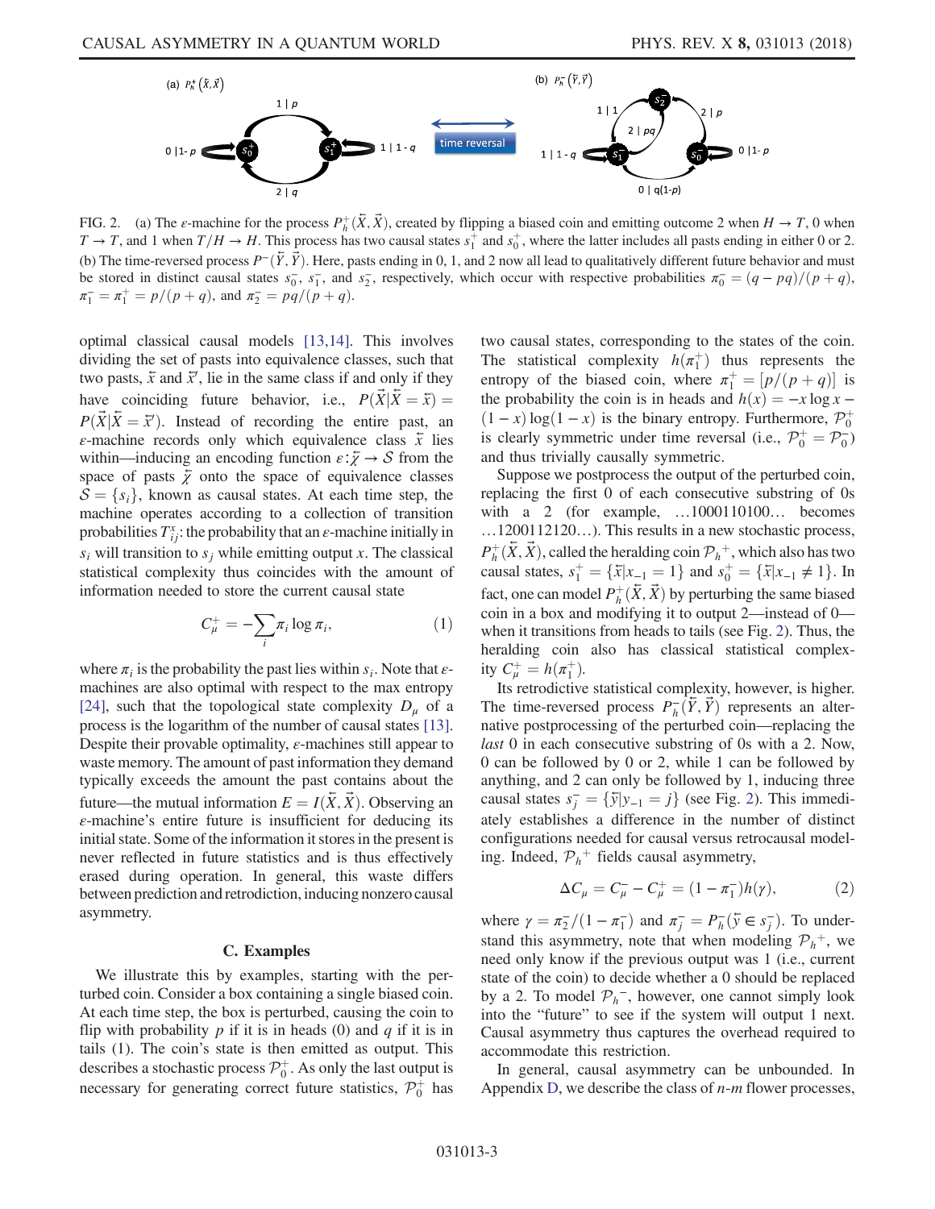FIG. 2. (a) The $\varepsilon$-machine for the process $P_h^+(\overleftarrow{X}, \overrightarrow{X})$, created by flipping a biased coin and emitting outcome 2 when $H \to T$, 0 when $T \to T$, and 1 when $T/H \to H$. This process has two causal states $s_1^+$ and $s_0^+$, where the latter includes all pasts ending in either 0 or 2. (b) The time-reversed process $P^-(\overleftarrow{Y}, \overrightarrow{Y})$. Here, pasts ending in 0, 1, and 2 now all lead to qualitatively different future behavior and must be stored in distinct causal states $s_0^-$, $s_1^-$, and $s_2^-$, respectively, which occur with respective probabilities $\pi_0^- = (q - pq)/(p+q)$, $\pi_1^- = \pi_1^+ = p/(p+q)$, and $\pi_2^- = pq/(p+q)$.

optimal classical causal models [13,14]. This involves dividing the set of pasts into equivalence classes, such that two pasts, $\overleftarrow{x}$ and $\overleftarrow{x}'$, lie in the same class if and only if they have coinciding future behavior, i.e., $P(\overrightarrow{X}|\overleftarrow{X} = \overleftarrow{x}) = P(\overrightarrow{X}|\overleftarrow{X} = \overleftarrow{x}')$. Instead of recording the entire past, an $\varepsilon$-machine records only which equivalence class $\overleftarrow{x}$ lies within—inducing an encoding function $\varepsilon : \overleftarrow{\chi} \to \mathcal{S}$ from the space of pasts $\overleftarrow{\chi}$ onto the space of equivalence classes $\mathcal{S} = \{s_i\}$, known as causal states. At each time step, the machine operates according to a collection of transition probabilities $T_{ij}^x$: the probability that an $\varepsilon$-machine initially in $s_i$ will transition to $s_j$ while emitting output $x$. The classical statistical complexity thus coincides with the amount of information needed to store the current causal state

$$C_\mu^+ = -\sum_i \pi_i \log \pi_i, \tag{1}$$

where $\pi_i$ is the probability the past lies within $s_i$. Note that $\varepsilon$-machines are also optimal with respect to the max entropy [24], such that the topological state complexity $D_\mu$ of a process is the logarithm of the number of causal states [13]. Despite their provable optimality, $\varepsilon$-machines still appear to waste memory. The amount of past information they demand typically exceeds the amount the past contains about the future—the mutual information $E = I(\overleftarrow{X}, \overrightarrow{X})$. Observing an $\varepsilon$-machine's entire future is insufficient for deducing its initial state. Some of the information it stores in the present is never reflected in future statistics and is thus effectively erased during operation. In general, this waste differs between prediction and retrodiction, inducing nonzero causal asymmetry.

### C. Examples

We illustrate this by examples, starting with the perturbed coin. Consider a box containing a single biased coin. At each time step, the box is perturbed, causing the coin to flip with probability $p$ if it is in heads (0) and $q$ if it is in tails (1). The coin's state is then emitted as output. This describes a stochastic process $\mathcal{P}_0^+$. As only the last output is necessary for generating correct future statistics, $\mathcal{P}_0^+$ has two causal states, corresponding to the states of the coin. The statistical complexity $h(\pi_1^+)$ thus represents the entropy of the biased coin, where $\pi_1^+ = [p/(p+q)]$ is the probability the coin is in heads and $h(x) = -x \log x - (1-x)\log(1-x)$ is the binary entropy. Furthermore, $\mathcal{P}_0^+$ is clearly symmetric under time reversal (i.e., $\mathcal{P}_0^+ = \mathcal{P}_0^-$) and thus trivially causally symmetric.

Suppose we postprocess the output of the perturbed coin, replacing the first 0 of each consecutive substring of 0s with a 2 (for example, …1000110100… becomes …1200112120…). This results in a new stochastic process, $P_h^+(\overleftarrow{X}, \overrightarrow{X})$, called the heralding coin $\mathcal{P}_h{}^+$, which also has two causal states, $s_1^+ = \{\overleftarrow{x}|x_{-1} = 1\}$ and $s_0^+ = \{\overleftarrow{x}|x_{-1} \neq 1\}$. In fact, one can model $P_h^+(\overleftarrow{X}, \overrightarrow{X})$ by perturbing the same biased coin in a box and modifying it to output 2—instead of 0—when it transitions from heads to tails (see Fig. 2). Thus, the heralding coin also has classical statistical complexity $C_\mu^+ = h(\pi_1^+)$.

Its retrodictive statistical complexity, however, is higher. The time-reversed process $P_h^-(\overleftarrow{Y}, \overrightarrow{Y})$ represents an alternative postprocessing of the perturbed coin—replacing the *last* 0 in each consecutive substring of 0s with a 2. Now, 0 can be followed by 0 or 2, while 1 can be followed by anything, and 2 can only be followed by 1, inducing three causal states $s_j^- = \{\overleftarrow{y}|y_{-1} = j\}$ (see Fig. 2). This immediately establishes a difference in the number of distinct configurations needed for causal versus retrocausal modeling. Indeed, $\mathcal{P}_h{}^+$ fields causal asymmetry,

$$\Delta C_\mu = C_\mu^- - C_\mu^+ = (1 - \pi_1^-) h(\gamma), \tag{2}$$

where $\gamma = \pi_2^-/(1 - \pi_1^-)$ and $\pi_j^- = P_h^-(\overleftarrow{y} \in s_j^-)$. To understand this asymmetry, note that when modeling $\mathcal{P}_h{}^+$, we need only know if the previous output was 1 (i.e., current state of the coin) to decide whether a 0 should be replaced by a 2. To model $\mathcal{P}_h{}^-$, however, one cannot simply look into the "future" to see if the system will output 1 next. Causal asymmetry thus captures the overhead required to accommodate this restriction.

In general, causal asymmetry can be unbounded. In Appendix D, we describe the class of $n$-$m$ flower processes,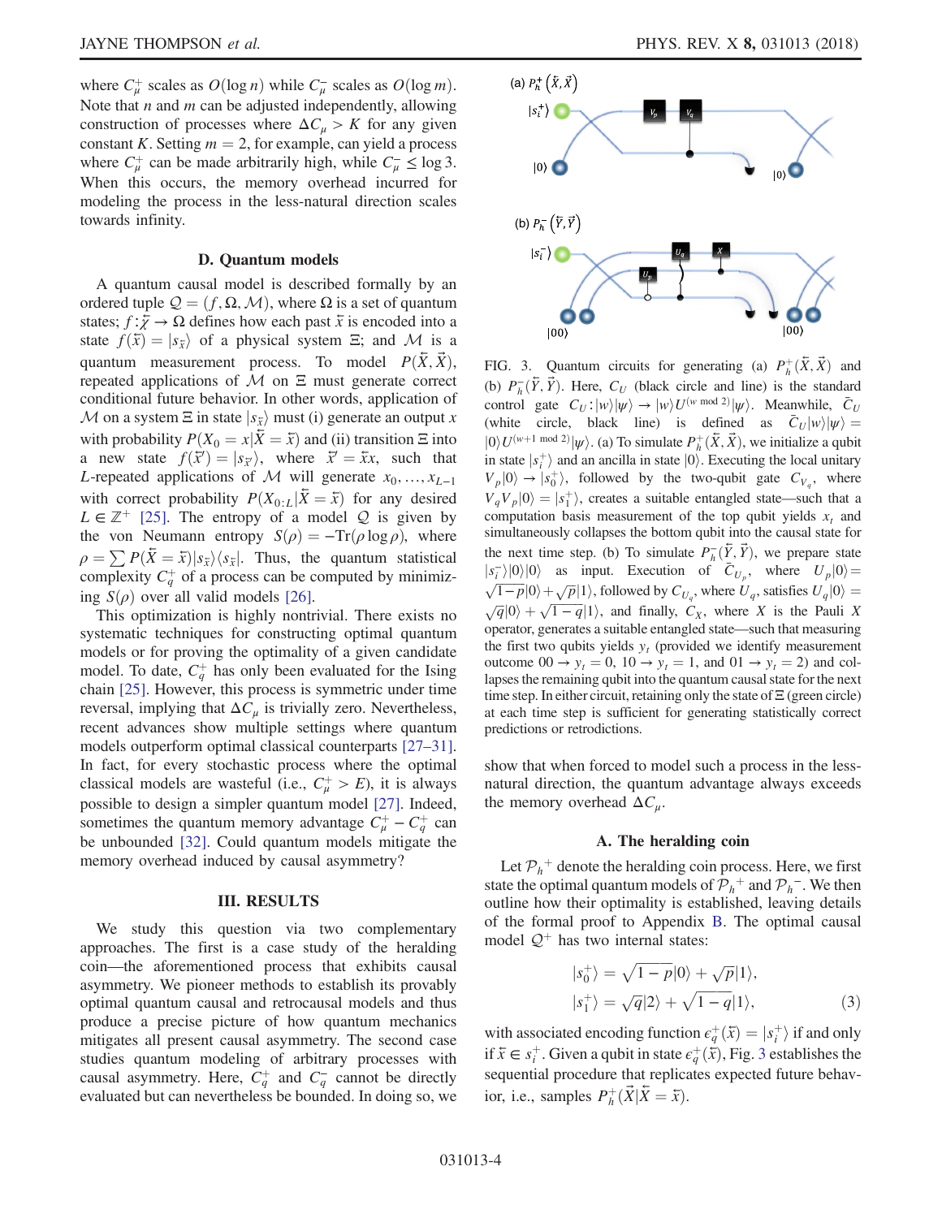where $C_\mu^+$ scales as $O(\log n)$ while $C_\mu^-$ scales as $O(\log m)$. Note that $n$ and $m$ can be adjusted independently, allowing construction of processes where $\Delta C_\mu > K$ for any given constant $K$. Setting $m = 2$, for example, can yield a process where $C_\mu^+$ can be made arbitrarily high, while $C_\mu^- \leq \log 3$. When this occurs, the memory overhead incurred for modeling the process in the less-natural direction scales towards infinity.

### D. Quantum models

A quantum causal model is described formally by an ordered tuple $\mathcal{Q} = (f, \Omega, \mathcal{M})$, where $\Omega$ is a set of quantum states; $f: \overleftarrow{\mathcal{X}} \to \Omega$ defines how each past $\overleftarrow{x}$ is encoded into a state $f(\overleftarrow{x}) = |s_{\overleftarrow{x}}\rangle$ of a physical system $\Xi$; and $\mathcal{M}$ is a quantum measurement process. To model $P(\overleftarrow{X}, \overrightarrow{X})$, repeated applications of $\mathcal{M}$ on $\Xi$ must generate correct conditional future behavior. In other words, application of $\mathcal{M}$ on a system $\Xi$ in state $|s_{\overleftarrow{x}}\rangle$ must (i) generate an output $x$ with probability $P(X_0 = x|\overleftarrow{X} = \overleftarrow{x})$ and (ii) transition $\Xi$ into a new state $f(\overleftarrow{x}') = |s_{\overleftarrow{x}'}\rangle$, where $\overleftarrow{x}' = \overleftarrow{x}x$, such that $L$-repeated applications of $\mathcal{M}$ will generate $x_0, \ldots, x_{L-1}$ with correct probability $P(X_{0:L}|\overleftarrow{X} = \overleftarrow{x})$ for any desired $L \in \mathbb{Z}^+$ [25]. The entropy of a model $\mathcal{Q}$ is given by the von Neumann entropy $S(\rho) = -\mathrm{Tr}(\rho \log \rho)$, where $\rho = \sum P(\overleftarrow{X} = \overleftarrow{x})|s_{\overleftarrow{x}}\rangle\langle s_{\overleftarrow{x}}|$. Thus, the quantum statistical complexity $C_q^+$ of a process can be computed by minimizing $S(\rho)$ over all valid models [26].

This optimization is highly nontrivial. There exists no systematic techniques for constructing optimal quantum models or for proving the optimality of a given candidate model. To date, $C_q^+$ has only been evaluated for the Ising chain [25]. However, this process is symmetric under time reversal, implying that $\Delta C_\mu$ is trivially zero. Nevertheless, recent advances show multiple settings where quantum models outperform optimal classical counterparts [27–31]. In fact, for every stochastic process where the optimal classical models are wasteful (i.e., $C_\mu^+ > E$), it is always possible to design a simpler quantum model [27]. Indeed, sometimes the quantum memory advantage $C_\mu^+ - C_q^+$ can be unbounded [32]. Could quantum models mitigate the memory overhead induced by causal asymmetry?

## III. RESULTS

We study this question via two complementary approaches. The first is a case study of the heralding coin—the aforementioned process that exhibits causal asymmetry. We pioneer methods to establish its provably optimal quantum causal and retrocausal models and thus produce a precise picture of how quantum mechanics mitigates all present causal asymmetry. The second case studies quantum modeling of arbitrary processes with causal asymmetry. Here, $C_q^+$ and $C_q^-$ cannot be directly evaluated but can nevertheless be bounded. In doing so, we show that when forced to model such a process in the less-natural direction, the quantum advantage always exceeds the memory overhead $\Delta C_\mu$.

FIG. 3. Quantum circuits for generating (a) $P_h^+(\overleftarrow{X}, \overrightarrow{X})$ and (b) $P_h^-(\overleftarrow{Y}, \overrightarrow{Y})$. Here, $C_U$ (black circle and line) is the standard control gate $C_U: |w\rangle|\psi\rangle \to |w\rangle U^{(w \bmod 2)}|\psi\rangle$. Meanwhile, $\bar{C}_U$ (white circle, black line) is defined as $\bar{C}_U|w\rangle|\psi\rangle = |0\rangle U^{(w+1 \bmod 2)}|\psi\rangle$. (a) To simulate $P_h^+(\overleftarrow{X}, \overrightarrow{X})$, we initialize a qubit in state $|s_i^+\rangle$ and an ancilla in state $|0\rangle$. Executing the local unitary $V_p|0\rangle \to |s_0^+\rangle$, followed by the two-qubit gate $C_{V_q}$, where $V_q V_p|0\rangle = |s_1^+\rangle$, creates a suitable entangled state—such that a computation basis measurement of the top qubit yields $x_t$ and simultaneously collapses the bottom qubit into the causal state for the next time step. (b) To simulate $P_h^-(\overleftarrow{Y}, \overrightarrow{Y})$, we prepare state $|s_i^-\rangle|0\rangle|0\rangle$ as input. Execution of $\bar{C}_{U_p}$, where $U_p|0\rangle = \sqrt{1-p}|0\rangle + \sqrt{p}|1\rangle$, followed by $C_{U_q}$, where $U_q$, satisfies $U_q|0\rangle = \sqrt{q}|0\rangle + \sqrt{1-q}|1\rangle$, and finally, $C_X$, where $X$ is the Pauli $X$ operator, generates a suitable entangled state—such that measuring the first two qubits yields $y_t$ (provided we identify measurement outcome $00 \to y_t = 0$, $10 \to y_t = 1$, and $01 \to y_t = 2$) and collapses the remaining qubit into the quantum causal state for the next time step. In either circuit, retaining only the state of $\Xi$ (green circle) at each time step is sufficient for generating statistically correct predictions or retrodictions.

### A. The heralding coin

Let $\mathcal{P}_h{}^+$ denote the heralding coin process. Here, we first state the optimal quantum models of $\mathcal{P}_h{}^+$ and $\mathcal{P}_h{}^-$. We then outline how their optimality is established, leaving details of the formal proof to Appendix B. The optimal causal model $\mathcal{Q}^+$ has two internal states:

$$|s_0^+\rangle = \sqrt{1-p}|0\rangle + \sqrt{p}|1\rangle,$$
$$|s_1^+\rangle = \sqrt{q}|2\rangle + \sqrt{1-q}|1\rangle, \tag{3}$$

with associated encoding function $\epsilon_q^+(\overleftarrow{x}) = |s_i^+\rangle$ if and only if $\overleftarrow{x} \in s_i^+$. Given a qubit in state $\epsilon_q^+(\overleftarrow{x})$, Fig. 3 establishes the sequential procedure that replicates expected future behavior, i.e., samples $P_h^+(\overrightarrow{X}|\overleftarrow{X} = \overleftarrow{x})$.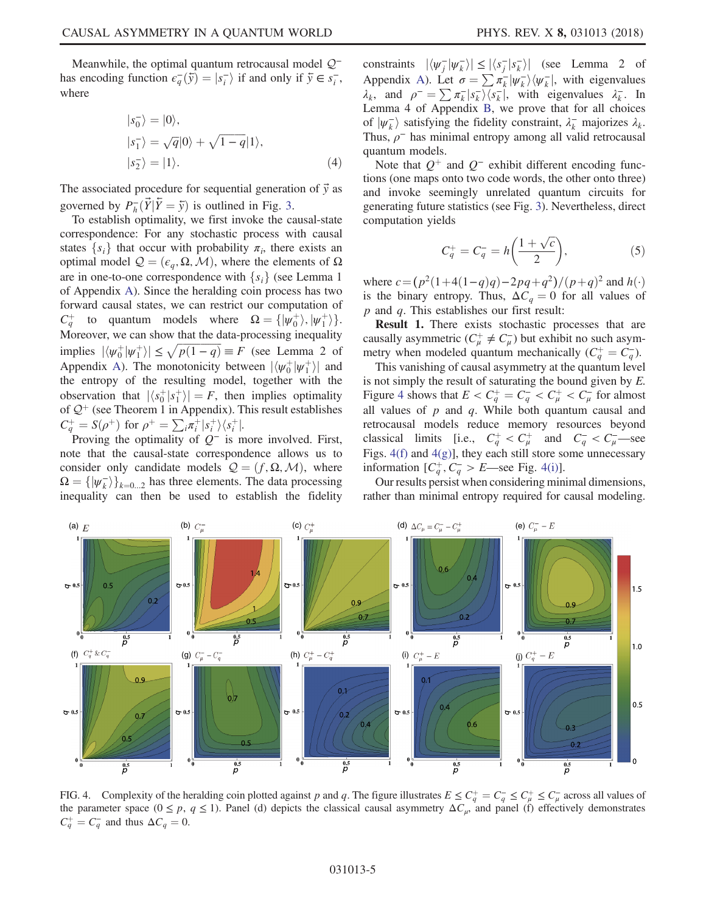Meanwhile, the optimal quantum retrocausal model $\mathcal{Q}^-$ has encoding function $\epsilon_q^-(\overleftarrow{y}) = |s_i^-\rangle$ if and only if $\overleftarrow{y} \in s_i^-$, where

$$
\begin{aligned}
|s_0^-\rangle &= |0\rangle, \\
|s_1^-\rangle &= \sqrt{q}|0\rangle + \sqrt{1-q}|1\rangle, \\
|s_2^-\rangle &= |1\rangle.
\end{aligned}
\tag{4}
$$

The associated procedure for sequential generation of $\vec{y}$ as governed by $P_h^-(\vec{Y}|\overleftarrow{Y} = \overleftarrow{y})$ is outlined in Fig. 3.

To establish optimality, we first invoke the causal-state correspondence: For any stochastic process with causal states $\{s_i\}$ that occur with probability $\pi_i$, there exists an optimal model $\mathcal{Q} = (\epsilon_q, \Omega, \mathcal{M})$, where the elements of $\Omega$ are in one-to-one correspondence with $\{s_i\}$ (see Lemma 1 of Appendix A). Since the heralding coin process has two forward causal states, we can restrict our computation of $C_q^+$ to quantum models where $\Omega = \{|\psi_0^+\rangle, |\psi_1^+\rangle\}$. Moreover, we can show that the data-processing inequality implies $|\langle\psi_0^+|\psi_1^+\rangle| \leq \sqrt{p(1-q)} \equiv F$ (see Lemma 2 of Appendix A). The monotonicity between $|\langle\psi_0^+|\psi_1^+\rangle|$ and the entropy of the resulting model, together with the observation that $|\langle s_0^+|s_1^+\rangle| = F$, then implies optimality of $\mathcal{Q}^+$ (see Theorem 1 in Appendix). This result establishes $C_q^+ = S(\rho^+)$ for $\rho^+ = \sum_i \pi_i^+ |s_i^+\rangle\langle s_i^+|$.

Proving the optimality of $\mathcal{Q}^-$ is more involved. First, note that the causal-state correspondence allows us to consider only candidate models $\mathcal{Q} = (f, \Omega, \mathcal{M})$, where $\Omega = \{|\psi_k^-\rangle\}_{k=0...2}$ has three elements. The data processing inequality can then be used to establish the fidelity constraints $|\langle\psi_j^-|\psi_k^-\rangle| \leq |\langle s_j^-|s_k^-\rangle|$ (see Lemma 2 of Appendix A). Let $\sigma = \sum \pi_k^- |\psi_k^-\rangle\langle\psi_k^-|$, with eigenvalues $\lambda_k$, and $\rho^- = \sum \pi_k^- |s_k^-\rangle\langle s_k^-|$, with eigenvalues $\lambda_k^-$. In Lemma 4 of Appendix B, we prove that for all choices of $|\psi_k^-\rangle$ satisfying the fidelity constraint, $\lambda_k^-$ majorizes $\lambda_k$. Thus, $\rho^-$ has minimal entropy among all valid retrocausal quantum models.

Note that $Q^+$ and $Q^-$ exhibit different encoding functions (one maps onto two code words, the other onto three) and invoke seemingly unrelated quantum circuits for generating future statistics (see Fig. 3). Nevertheless, direct computation yields

$$
C_q^+ = C_q^- = h\left(\frac{1+\sqrt{c}}{2}\right), \tag{5}
$$

where $c = (p^2(1+4(1-q)q) - 2pq + q^2)/(p+q)^2$ and $h(\cdot)$ is the binary entropy. Thus, $\Delta C_q = 0$ for all values of $p$ and $q$. This establishes our first result:

**Result 1.** There exists stochastic processes that are causally asymmetric ($C_\mu^+ \neq C_\mu^-$) but exhibit no such asymmetry when modeled quantum mechanically ($C_q^+ = C_q^-$).

This vanishing of causal asymmetry at the quantum level is not simply the result of saturating the bound given by $E$. Figure 4 shows that $E < C_q^+ = C_q^- < C_\mu^+ < C_\mu^-$ for almost all values of $p$ and $q$. While both quantum causal and retrocausal models reduce memory resources beyond classical limits [i.e., $C_q^+ < C_\mu^+$ and $C_q^- < C_\mu^-$—see Figs. 4(f) and 4(g)], they each still store some unnecessary information [$C_q^+, C_q^- > E$—see Fig. 4(i)].

Our results persist when considering minimal dimensions, rather than minimal entropy required for causal modeling.

FIG. 4. Complexity of the heralding coin plotted against $p$ and $q$. The figure illustrates $E \leq C_q^+ = C_q^- \leq C_\mu^+ \leq C_\mu^-$ across all values of the parameter space ($0 \leq p,\ q \leq 1$). Panel (d) depicts the classical causal asymmetry $\Delta C_\mu$, and panel (f) effectively demonstrates $C_q^+ = C_q^-$ and thus $\Delta C_q = 0$.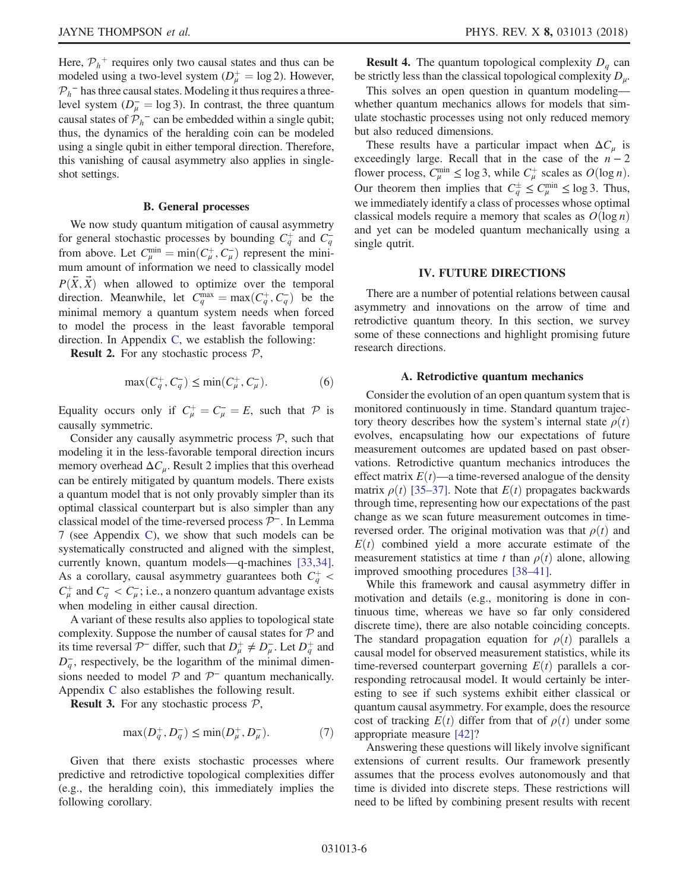Here, $\mathcal{P}_h{}^+$ requires only two causal states and thus can be modeled using a two-level system ($D_\mu^+ = \log 2$). However, $\mathcal{P}_h{}^-$ has three causal states. Modeling it thus requires a three-level system ($D_\mu^- = \log 3$). In contrast, the three quantum causal states of $\mathcal{P}_h{}^-$ can be embedded within a single qubit; thus, the dynamics of the heralding coin can be modeled using a single qubit in either temporal direction. Therefore, this vanishing of causal asymmetry also applies in single-shot settings.

### B. General processes

We now study quantum mitigation of causal asymmetry for general stochastic processes by bounding $C_q^+$ and $C_q^-$ from above. Let $C_\mu^{\min} = \min(C_\mu^+, C_\mu^-)$ represent the minimum amount of information we need to classically model $P(\overleftarrow{X}, \overrightarrow{X})$ when allowed to optimize over the temporal direction. Meanwhile, let $C_q^{\max} = \max(C_q^+, C_q^-)$ be the minimal memory a quantum system needs when forced to model the process in the least favorable temporal direction. In Appendix C, we establish the following:

**Result 2.** For any stochastic process $\mathcal{P}$,

$$\max(C_q^+, C_q^-) \leq \min(C_\mu^+, C_\mu^-). \tag{6}$$

Equality occurs only if $C_\mu^+ = C_\mu^- = E$, such that $\mathcal{P}$ is causally symmetric.

Consider any causally asymmetric process $\mathcal{P}$, such that modeling it in the less-favorable temporal direction incurs memory overhead $\Delta C_\mu$. Result 2 implies that this overhead can be entirely mitigated by quantum models. There exists a quantum model that is not only provably simpler than its optimal classical counterpart but is also simpler than any classical model of the time-reversed process $\mathcal{P}^-$. In Lemma 7 (see Appendix C), we show that such models can be systematically constructed and aligned with the simplest, currently known, quantum models—q-machines [33,34]. As a corollary, causal asymmetry guarantees both $C_q^+ < C_\mu^+$ and $C_q^- < C_\mu^-$; i.e., a nonzero quantum advantage exists when modeling in either causal direction.

A variant of these results also applies to topological state complexity. Suppose the number of causal states for $\mathcal{P}$ and its time reversal $\mathcal{P}^-$ differ, such that $D_\mu^+ \neq D_\mu^-$. Let $D_q^+$ and $D_q^-$, respectively, be the logarithm of the minimal dimensions needed to model $\mathcal{P}$ and $\mathcal{P}^-$ quantum mechanically. Appendix C also establishes the following result.

**Result 3.** For any stochastic process $\mathcal{P}$,

$$\max(D_q^+, D_q^-) \leq \min(D_\mu^+, D_\mu^-). \tag{7}$$

Given that there exists stochastic processes where predictive and retrodictive topological complexities differ (e.g., the heralding coin), this immediately implies the following corollary.

**Result 4.** The quantum topological complexity $D_q$ can be strictly less than the classical topological complexity $D_\mu$.

This solves an open question in quantum modeling—whether quantum mechanics allows for models that simulate stochastic processes using not only reduced memory but also reduced dimensions.

These results have a particular impact when $\Delta C_\mu$ is exceedingly large. Recall that in the case of the $n-2$ flower process, $C_\mu^{\min} \leq \log 3$, while $C_\mu^+$ scales as $O(\log n)$. Our theorem then implies that $C_q^\pm \leq C_\mu^{\min} \leq \log 3$. Thus, we immediately identify a class of processes whose optimal classical models require a memory that scales as $O(\log n)$ and yet can be modeled quantum mechanically using a single qutrit.

## IV. FUTURE DIRECTIONS

There are a number of potential relations between causal asymmetry and innovations on the arrow of time and retrodictive quantum theory. In this section, we survey some of these connections and highlight promising future research directions.

### A. Retrodictive quantum mechanics

Consider the evolution of an open quantum system that is monitored continuously in time. Standard quantum trajectory theory describes how the system's internal state $\rho(t)$ evolves, encapsulating how our expectations of future measurement outcomes are updated based on past observations. Retrodictive quantum mechanics introduces the effect matrix $E(t)$—a time-reversed analogue of the density matrix $\rho(t)$ [35–37]. Note that $E(t)$ propagates backwards through time, representing how our expectations of the past change as we scan future measurement outcomes in time-reversed order. The original motivation was that $\rho(t)$ and $E(t)$ combined yield a more accurate estimate of the measurement statistics at time $t$ than $\rho(t)$ alone, allowing improved smoothing procedures [38–41].

While this framework and causal asymmetry differ in motivation and details (e.g., monitoring is done in continuous time, whereas we have so far only considered discrete time), there are also notable coinciding concepts. The standard propagation equation for $\rho(t)$ parallels a causal model for observed measurement statistics, while its time-reversed counterpart governing $E(t)$ parallels a corresponding retrocausal model. It would certainly be interesting to see if such systems exhibit either classical or quantum causal asymmetry. For example, does the resource cost of tracking $E(t)$ differ from that of $\rho(t)$ under some appropriate measure [42]?

Answering these questions will likely involve significant extensions of current results. Our framework presently assumes that the process evolves autonomously and that time is divided into discrete steps. These restrictions will need to be lifted by combining present results with recent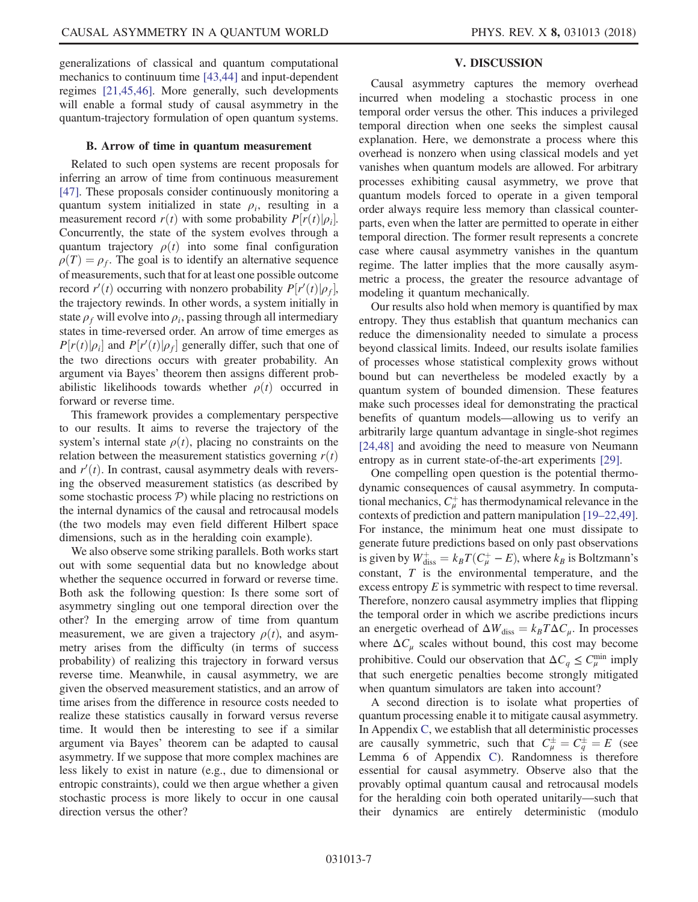generalizations of classical and quantum computational mechanics to continuum time [43,44] and input-dependent regimes [21,45,46]. More generally, such developments will enable a formal study of causal asymmetry in the quantum-trajectory formulation of open quantum systems.

### B. Arrow of time in quantum measurement

Related to such open systems are recent proposals for inferring an arrow of time from continuous measurement [47]. These proposals consider continuously monitoring a quantum system initialized in state $\rho_i$, resulting in a measurement record $r(t)$ with some probability $P[r(t)|\rho_i]$. Concurrently, the state of the system evolves through a quantum trajectory $\rho(t)$ into some final configuration $\rho(T) = \rho_f$. The goal is to identify an alternative sequence of measurements, such that for at least one possible outcome record $r'(t)$ occurring with nonzero probability $P[r'(t)|\rho_f]$, the trajectory rewinds. In other words, a system initially in state $\rho_f$ will evolve into $\rho_i$, passing through all intermediary states in time-reversed order. An arrow of time emerges as $P[r(t)|\rho_i]$ and $P[r'(t)|\rho_f]$ generally differ, such that one of the two directions occurs with greater probability. An argument via Bayes' theorem then assigns different probabilistic likelihoods towards whether $\rho(t)$ occurred in forward or reverse time.

This framework provides a complementary perspective to our results. It aims to reverse the trajectory of the system's internal state $\rho(t)$, placing no constraints on the relation between the measurement statistics governing $r(t)$ and $r'(t)$. In contrast, causal asymmetry deals with reversing the observed measurement statistics (as described by some stochastic process $\mathcal{P}$) while placing no restrictions on the internal dynamics of the causal and retrocausal models (the two models may even field different Hilbert space dimensions, such as in the heralding coin example).

We also observe some striking parallels. Both works start out with some sequential data but no knowledge about whether the sequence occurred in forward or reverse time. Both ask the following question: Is there some sort of asymmetry singling out one temporal direction over the other? In the emerging arrow of time from quantum measurement, we are given a trajectory $\rho(t)$, and asymmetry arises from the difficulty (in terms of success probability) of realizing this trajectory in forward versus reverse time. Meanwhile, in causal asymmetry, we are given the observed measurement statistics, and an arrow of time arises from the difference in resource costs needed to realize these statistics causally in forward versus reverse time. It would then be interesting to see if a similar argument via Bayes' theorem can be adapted to causal asymmetry. If we suppose that more complex machines are less likely to exist in nature (e.g., due to dimensional or entropic constraints), could we then argue whether a given stochastic process is more likely to occur in one causal direction versus the other?

## V. DISCUSSION

Causal asymmetry captures the memory overhead incurred when modeling a stochastic process in one temporal order versus the other. This induces a privileged temporal direction when one seeks the simplest causal explanation. Here, we demonstrate a process where this overhead is nonzero when using classical models and yet vanishes when quantum models are allowed. For arbitrary processes exhibiting causal asymmetry, we prove that quantum models forced to operate in a given temporal order always require less memory than classical counterparts, even when the latter are permitted to operate in either temporal direction. The former result represents a concrete case where causal asymmetry vanishes in the quantum regime. The latter implies that the more causally asymmetric a process, the greater the resource advantage of modeling it quantum mechanically.

Our results also hold when memory is quantified by max entropy. They thus establish that quantum mechanics can reduce the dimensionality needed to simulate a process beyond classical limits. Indeed, our results isolate families of processes whose statistical complexity grows without bound but can nevertheless be modeled exactly by a quantum system of bounded dimension. These features make such processes ideal for demonstrating the practical benefits of quantum models—allowing us to verify an arbitrarily large quantum advantage in single-shot regimes [24,48] and avoiding the need to measure von Neumann entropy as in current state-of-the-art experiments [29].

One compelling open question is the potential thermodynamic consequences of causal asymmetry. In computational mechanics, $C_\mu^+$ has thermodynamical relevance in the contexts of prediction and pattern manipulation [19–22,49]. For instance, the minimum heat one must dissipate to generate future predictions based on only past observations is given by $W_{\text{diss}}^+ = k_B T(C_\mu^+ - E)$, where $k_B$ is Boltzmann's constant, $T$ is the environmental temperature, and the excess entropy $E$ is symmetric with respect to time reversal. Therefore, nonzero causal asymmetry implies that flipping the temporal order in which we ascribe predictions incurs an energetic overhead of $\Delta W_{\text{diss}} = k_B T \Delta C_\mu$. In processes where $\Delta C_\mu$ scales without bound, this cost may become prohibitive. Could our observation that $\Delta C_q \leq C_\mu^{\min}$ imply that such energetic penalties become strongly mitigated when quantum simulators are taken into account?

A second direction is to isolate what properties of quantum processing enable it to mitigate causal asymmetry. In Appendix C, we establish that all deterministic processes are causally symmetric, such that $C_\mu^\pm = C_q^\pm = E$ (see Lemma 6 of Appendix C). Randomness is therefore essential for causal asymmetry. Observe also that the provably optimal quantum causal and retrocausal models for the heralding coin both operated unitarily—such that their dynamics are entirely deterministic (modulo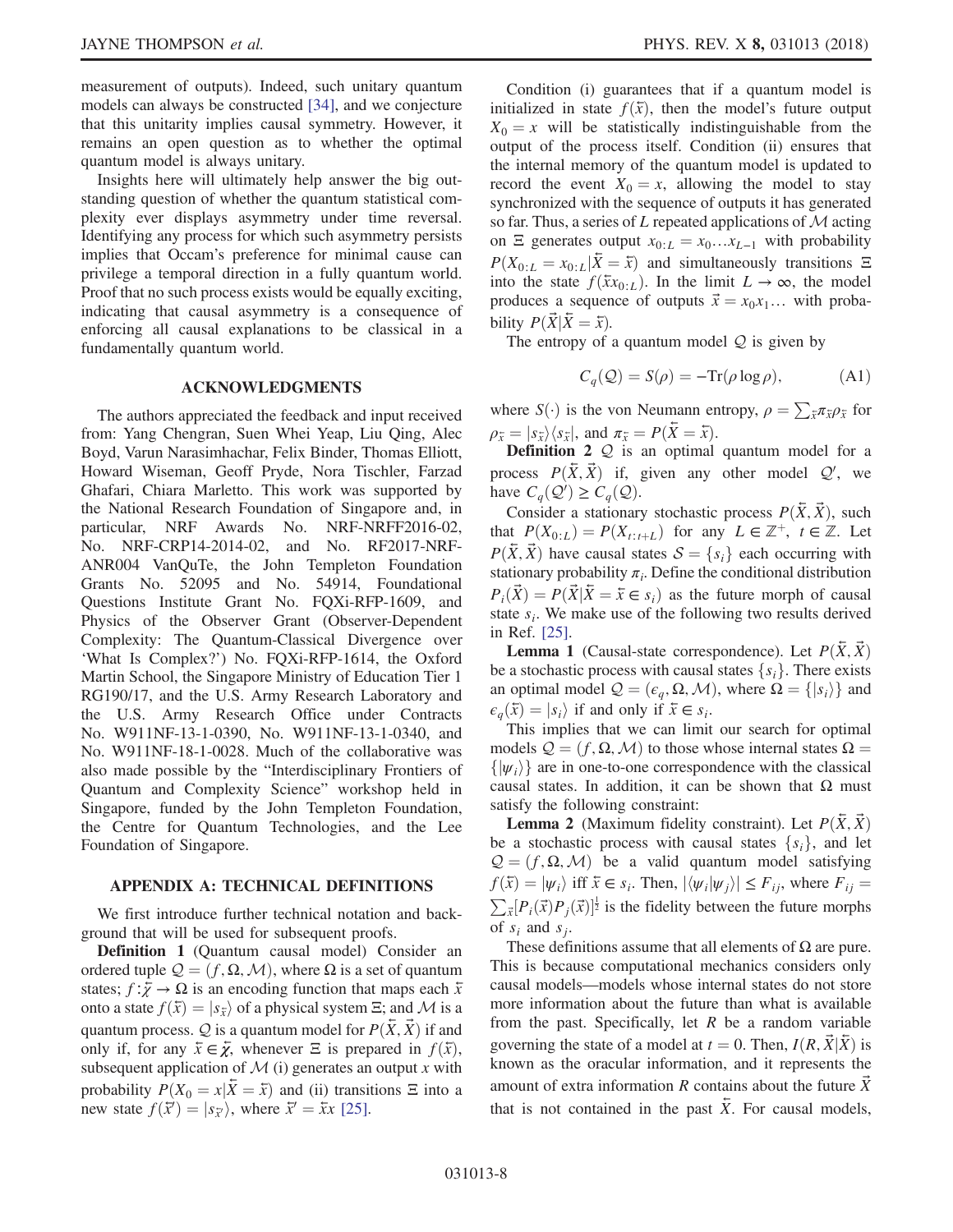measurement of outputs). Indeed, such unitary quantum models can always be constructed [34], and we conjecture that this unitarity implies causal symmetry. However, it remains an open question as to whether the optimal quantum model is always unitary.

Insights here will ultimately help answer the big outstanding question of whether the quantum statistical complexity ever displays asymmetry under time reversal. Identifying any process for which such asymmetry persists implies that Occam's preference for minimal cause can privilege a temporal direction in a fully quantum world. Proof that no such process exists would be equally exciting, indicating that causal asymmetry is a consequence of enforcing all causal explanations to be classical in a fundamentally quantum world.

## ACKNOWLEDGMENTS

The authors appreciated the feedback and input received from: Yang Chengran, Suen Whei Yeap, Liu Qing, Alec Boyd, Varun Narasimhachar, Felix Binder, Thomas Elliott, Howard Wiseman, Geoff Pryde, Nora Tischler, Farzad Ghafari, Chiara Marletto. This work was supported by the National Research Foundation of Singapore and, in particular, NRF Awards No. NRF-NRFF2016-02, No. NRF-CRP14-2014-02, and No. RF2017-NRF-ANR004 VanQuTe, the John Templeton Foundation Grants No. 52095 and No. 54914, Foundational Questions Institute Grant No. FQXi-RFP-1609, and Physics of the Observer Grant (Observer-Dependent Complexity: The Quantum-Classical Divergence over 'What Is Complex?') No. FQXi-RFP-1614, the Oxford Martin School, the Singapore Ministry of Education Tier 1 RG190/17, and the U.S. Army Research Laboratory and the U.S. Army Research Office under Contracts No. W911NF-13-1-0390, No. W911NF-13-1-0340, and No. W911NF-18-1-0028. Much of the collaborative was also made possible by the "Interdisciplinary Frontiers of Quantum and Complexity Science" workshop held in Singapore, funded by the John Templeton Foundation, the Centre for Quantum Technologies, and the Lee Foundation of Singapore.

## APPENDIX A: TECHNICAL DEFINITIONS

We first introduce further technical notation and background that will be used for subsequent proofs.

**Definition 1** (Quantum causal model) Consider an ordered tuple $\mathcal{Q} = (f, \Omega, \mathcal{M})$, where $\Omega$ is a set of quantum states; $f: \overleftarrow{\mathcal{X}} \to \Omega$ is an encoding function that maps each $\overleftarrow{x}$ onto a state $f(\overleftarrow{x}) = |s_{\overleftarrow{x}}\rangle$ of a physical system $\Xi$; and $\mathcal{M}$ is a quantum process. $\mathcal{Q}$ is a quantum model for $P(\overleftarrow{X}, \overrightarrow{X})$ if and only if, for any $\overleftarrow{x} \in \overleftarrow{\mathcal{X}}$, whenever $\Xi$ is prepared in $f(\overleftarrow{x})$, subsequent application of $\mathcal{M}$ (i) generates an output $x$ with probability $P(X_0 = x | \overleftarrow{X} = \overleftarrow{x})$ and (ii) transitions $\Xi$ into a new state $f(\overleftarrow{x}') = |s_{\overleftarrow{x}'}\rangle$, where $\overleftarrow{x}' = \overleftarrow{x}x$ [25].

Condition (i) guarantees that if a quantum model is initialized in state $f(\overleftarrow{x})$, then the model's future output $X_0 = x$ will be statistically indistinguishable from the output of the process itself. Condition (ii) ensures that the internal memory of the quantum model is updated to record the event $X_0 = x$, allowing the model to stay synchronized with the sequence of outputs it has generated so far. Thus, a series of $L$ repeated applications of $\mathcal{M}$ acting on $\Xi$ generates output $x_{0:L} = x_0 \ldots x_{L-1}$ with probability $P(X_{0:L} = x_{0:L} | \overleftarrow{X} = \overleftarrow{x})$ and simultaneously transitions $\Xi$ into the state $f(\overleftarrow{x} x_{0:L})$. In the limit $L \to \infty$, the model produces a sequence of outputs $\overrightarrow{x} = x_0 x_1 \ldots$ with probability $P(\overrightarrow{X} | \overleftarrow{X} = \overleftarrow{x})$.

The entropy of a quantum model $\mathcal{Q}$ is given by

$$C_q(\mathcal{Q}) = S(\rho) = -\mathrm{Tr}(\rho \log \rho), \tag{A1}$$

where $S(\cdot)$ is the von Neumann entropy, $\rho = \sum_{\overleftarrow{x}} \pi_{\overleftarrow{x}} \rho_{\overleftarrow{x}}$ for $\rho_{\overleftarrow{x}} = |s_{\overleftarrow{x}}\rangle\langle s_{\overleftarrow{x}}|$, and $\pi_{\overleftarrow{x}} = P(\overleftarrow{X} = \overleftarrow{x})$.

**Definition 2** $\mathcal{Q}$ is an optimal quantum model for a process $P(\overleftarrow{X}, \overrightarrow{X})$ if, given any other model $\mathcal{Q}'$, we have $C_q(\mathcal{Q}') \geq C_q(\mathcal{Q})$.

Consider a stationary stochastic process $P(\overleftarrow{X}, \overrightarrow{X})$, such that $P(X_{0:L}) = P(X_{t:t+L})$ for any $L \in \mathbb{Z}^+$, $t \in \mathbb{Z}$. Let $P(\overleftarrow{X}, \overrightarrow{X})$ have causal states $\mathcal{S} = \{s_i\}$ each occurring with stationary probability $\pi_i$. Define the conditional distribution $P_i(\overrightarrow{X}) = P(\overrightarrow{X} | \overleftarrow{X} = \overleftarrow{x} \in s_i)$ as the future morph of causal state $s_i$. We make use of the following two results derived in Ref. [25].

**Lemma 1** (Causal-state correspondence). Let $P(\overleftarrow{X}, \overrightarrow{X})$ be a stochastic process with causal states $\{s_i\}$. There exists an optimal model $\mathcal{Q} = (\epsilon_q, \Omega, \mathcal{M})$, where $\Omega = \{|s_i\rangle\}$ and $\epsilon_q(\overleftarrow{x}) = |s_i\rangle$ if and only if $\overleftarrow{x} \in s_i$.

This implies that we can limit our search for optimal models $\mathcal{Q} = (f, \Omega, \mathcal{M})$ to those whose internal states $\Omega = \{|\psi_i\rangle\}$ are in one-to-one correspondence with the classical causal states. In addition, it can be shown that $\Omega$ must satisfy the following constraint:

**Lemma 2** (Maximum fidelity constraint). Let $P(\overleftarrow{X}, \overrightarrow{X})$ be a stochastic process with causal states $\{s_i\}$, and let $\mathcal{Q} = (f, \Omega, \mathcal{M})$ be a valid quantum model satisfying $f(\overleftarrow{x}) = |\psi_i\rangle$ iff $\overleftarrow{x} \in s_i$. Then, $|\langle \psi_i | \psi_j \rangle| \leq F_{ij}$, where $F_{ij} = \sum_{\overrightarrow{x}} [P_i(\overrightarrow{x}) P_j(\overrightarrow{x})]^{\frac{1}{2}}$ is the fidelity between the future morphs of $s_i$ and $s_j$.

These definitions assume that all elements of $\Omega$ are pure. This is because computational mechanics considers only causal models—models whose internal states do not store more information about the future than what is available from the past. Specifically, let $R$ be a random variable governing the state of a model at $t = 0$. Then, $I(R, \overrightarrow{X} | \overleftarrow{X})$ is known as the oracular information, and it represents the amount of extra information $R$ contains about the future $\overrightarrow{X}$ that is not contained in the past $\overleftarrow{X}$. For causal models,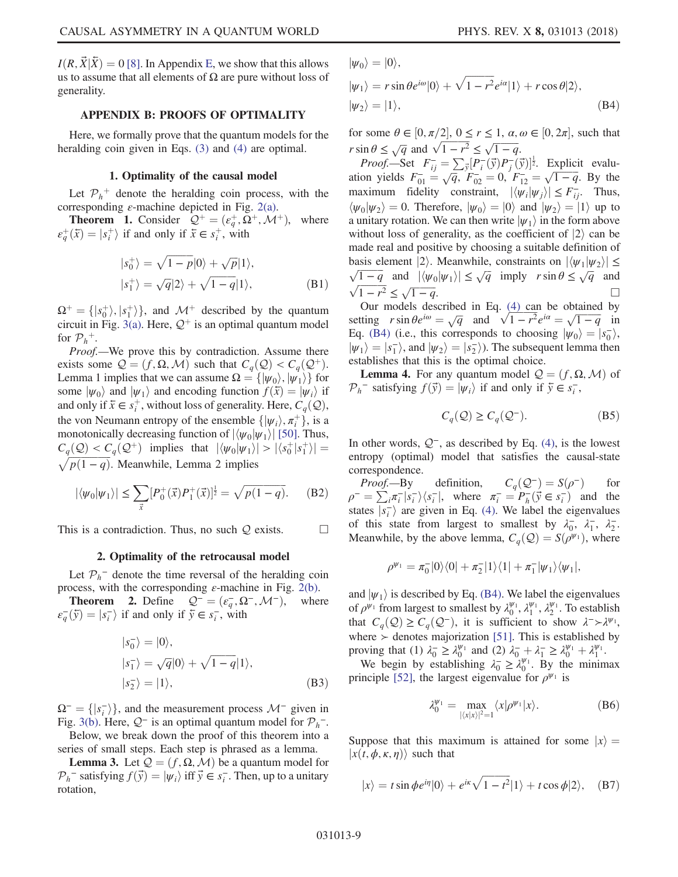$I(R, \vec{X}|\overleftarrow{X}) = 0$ [8]. In Appendix E, we show that this allows us to assume that all elements of $\Omega$ are pure without loss of generality.

## APPENDIX B: PROOFS OF OPTIMALITY

Here, we formally prove that the quantum models for the heralding coin given in Eqs. (3) and (4) are optimal.

### 1. Optimality of the causal model

Let $\mathcal{P}_h{}^+$ denote the heralding coin process, with the corresponding $\varepsilon$-machine depicted in Fig. 2(a).

**Theorem 1.** Consider $\mathcal{Q}^+ = (\varepsilon_q^+, \Omega^+, \mathcal{M}^+)$, where $\varepsilon_q^+(\overleftarrow{x}) = |s_i^+\rangle$ if and only if $\overleftarrow{x} \in s_i^+$, with

$$|s_0^+\rangle = \sqrt{1-p}|0\rangle + \sqrt{p}|1\rangle,$$
$$|s_1^+\rangle = \sqrt{q}|2\rangle + \sqrt{1-q}|1\rangle, \tag{B1}$$

$\Omega^+ = \{|s_0^+\rangle, |s_1^+\rangle\}$, and $\mathcal{M}^+$ described by the quantum circuit in Fig. 3(a). Here, $\mathcal{Q}^+$ is an optimal quantum model for $\mathcal{P}_h{}^+$.

*Proof.*—We prove this by contradiction. Assume there exists some $\mathcal{Q} = (f, \Omega, \mathcal{M})$ such that $C_q(\mathcal{Q}) < C_q(\mathcal{Q}^+)$. Lemma 1 implies that we can assume $\Omega = \{|\psi_0\rangle, |\psi_1\rangle\}$ for some $|\psi_0\rangle$ and $|\psi_1\rangle$ and encoding function $f(\overleftarrow{x}) = |\psi_i\rangle$ if and only if $\overleftarrow{x} \in s_i^+$, without loss of generality. Here, $C_q(\mathcal{Q})$, the von Neumann entropy of the ensemble $\{|\psi_i\rangle, \pi_i^+\}$, is a monotonically decreasing function of $|\langle\psi_0|\psi_1\rangle|$ [50]. Thus, $C_q(\mathcal{Q}) < C_q(\mathcal{Q}^+)$ implies that $|\langle\psi_0|\psi_1\rangle| > |\langle s_0^+|s_1^+\rangle| = \sqrt{p(1-q)}$. Meanwhile, Lemma 2 implies

$$|\langle\psi_0|\psi_1\rangle| \leq \sum_{\vec{x}} [P_0^+(\vec{x})P_1^+(\vec{x})]^{\frac{1}{2}} = \sqrt{p(1-q)}. \tag{B2}$$

This is a contradiction. Thus, no such $\mathcal{Q}$ exists. □

### 2. Optimality of the retrocausal model

Let $\mathcal{P}_h{}^-$ denote the time reversal of the heralding coin process, with the corresponding $\varepsilon$-machine in Fig. 2(b).

**Theorem 2.** Define $\mathcal{Q}^- = (\varepsilon_q^-, \Omega^-, \mathcal{M}^-)$, where $\varepsilon_q^-(\overleftarrow{y}) = |s_i^-\rangle$ if and only if $\overleftarrow{y} \in s_i^-$, with

$$|s_0^-\rangle = |0\rangle,$$
$$|s_1^-\rangle = \sqrt{q}|0\rangle + \sqrt{1-q}|1\rangle,$$
$$|s_2^-\rangle = |1\rangle, \tag{B3}$$

$\Omega^- = \{|s_i^-\rangle\}$, and the measurement process $\mathcal{M}^-$ given in Fig. 3(b). Here, $\mathcal{Q}^-$ is an optimal quantum model for $\mathcal{P}_h{}^-$.

Below, we break down the proof of this theorem into a series of small steps. Each step is phrased as a lemma.

**Lemma 3.** Let $\mathcal{Q} = (f, \Omega, \mathcal{M})$ be a quantum model for $\mathcal{P}_h{}^-$ satisfying $f(\overleftarrow{y}) = |\psi_i\rangle$ iff $\overleftarrow{y} \in s_i^-$. Then, up to a unitary rotation,

$$|\psi_0\rangle = |0\rangle,$$
$$|\psi_1\rangle = r\sin\theta e^{i\omega}|0\rangle + \sqrt{1-r^2}e^{i\alpha}|1\rangle + r\cos\theta|2\rangle,$$
$$|\psi_2\rangle = |1\rangle, \tag{B4}$$

for some $\theta \in [0, \pi/2]$, $0 \leq r \leq 1$, $\alpha, \omega \in [0, 2\pi]$, such that $r\sin\theta \leq \sqrt{q}$ and $\sqrt{1-r^2} \leq \sqrt{1-q}$.

*Proof.*—Set $F_{ij}^- = \sum_{\vec{y}} [P_i^-(\vec{y})P_j^-(\vec{y})]^{\frac{1}{2}}$. Explicit evaluation yields $F_{01}^- = \sqrt{q}$, $F_{02}^- = 0$, $F_{12}^- = \sqrt{1-q}$. By the maximum fidelity constraint, $|\langle\psi_i|\psi_j\rangle| \leq F_{ij}^-$. Thus, $\langle\psi_0|\psi_2\rangle = 0$. Therefore, $|\psi_0\rangle = |0\rangle$ and $|\psi_2\rangle = |1\rangle$ up to a unitary rotation. We can then write $|\psi_1\rangle$ in the form above without loss of generality, as the coefficient of $|2\rangle$ can be made real and positive by choosing a suitable definition of basis element $|2\rangle$. Meanwhile, constraints on $|\langle\psi_1|\psi_2\rangle| \leq \sqrt{1-q}$ and $|\langle\psi_0|\psi_1\rangle| \leq \sqrt{q}$ imply $r\sin\theta \leq \sqrt{q}$ and $\sqrt{1-r^2} \leq \sqrt{1-q}$. □

Our models described in Eq. (4) can be obtained by setting $r\sin\theta e^{i\omega} = \sqrt{q}$ and $\sqrt{1-r^2}e^{i\alpha} = \sqrt{1-q}$ in Eq. (B4) (i.e., this corresponds to choosing $|\psi_0\rangle = |s_0^-\rangle$, $|\psi_1\rangle = |s_1^-\rangle$, and $|\psi_2\rangle = |s_2^-\rangle$). The subsequent lemma then establishes that this is the optimal choice.

**Lemma 4.** For any quantum model $\mathcal{Q} = (f, \Omega, \mathcal{M})$ of $\mathcal{P}_h{}^-$ satisfying $f(\overleftarrow{y}) = |\psi_i\rangle$ if and only if $\overleftarrow{y} \in s_i^-$,

$$C_q(\mathcal{Q}) \geq C_q(\mathcal{Q}^-). \tag{B5}$$

In other words, $\mathcal{Q}^-$, as described by Eq. (4), is the lowest entropy (optimal) model that satisfies the causal-state correspondence.

*Proof.*—By definition, $C_q(\mathcal{Q}^-) = S(\rho^-)$ for $\rho^- = \sum_i \pi_i^- |s_i^-\rangle\langle s_i^-|$, where $\pi_i^- = P_h^-(\overleftarrow{y} \in s_i^-)$ and the states $|s_i^-\rangle$ are given in Eq. (4). We label the eigenvalues of this state from largest to smallest by $\lambda_0^-$, $\lambda_1^-$, $\lambda_2^-$. Meanwhile, by the above lemma, $C_q(\mathcal{Q}) = S(\rho^{\psi_1})$, where

$$\rho^{\psi_1} = \pi_0^-|0\rangle\langle 0| + \pi_2^-|1\rangle\langle 1| + \pi_1^-|\psi_1\rangle\langle\psi_1|,$$

and $|\psi_1\rangle$ is described by Eq. (B4). We label the eigenvalues of $\rho^{\psi_1}$ from largest to smallest by $\lambda_0^{\psi_1}, \lambda_1^{\psi_1}, \lambda_2^{\psi_1}$. To establish that $C_q(\mathcal{Q}) \geq C_q(\mathcal{Q}^-)$, it is sufficient to show $\lambda^- \succ \lambda^{\psi_1}$, where $\succ$ denotes majorization [51]. This is established by proving that (1) $\lambda_0^- \geq \lambda_0^{\psi_1}$ and (2) $\lambda_0^- + \lambda_1^- \geq \lambda_0^{\psi_1} + \lambda_1^{\psi_1}$.

We begin by establishing $\lambda_0^- \geq \lambda_0^{\psi_1}$. By the minimax principle [52], the largest eigenvalue for $\rho^{\psi_1}$ is

$$\lambda_0^{\psi_1} = \max_{|\langle x|x\rangle|^2=1} \langle x|\rho^{\psi_1}|x\rangle. \tag{B6}$$

Suppose that this maximum is attained for some $|x\rangle = |x(t, \phi, \kappa, \eta)\rangle$ such that

$$|x\rangle = t\sin\phi e^{i\eta}|0\rangle + e^{i\kappa}\sqrt{1-t^2}|1\rangle + t\cos\phi|2\rangle, \tag{B7}$$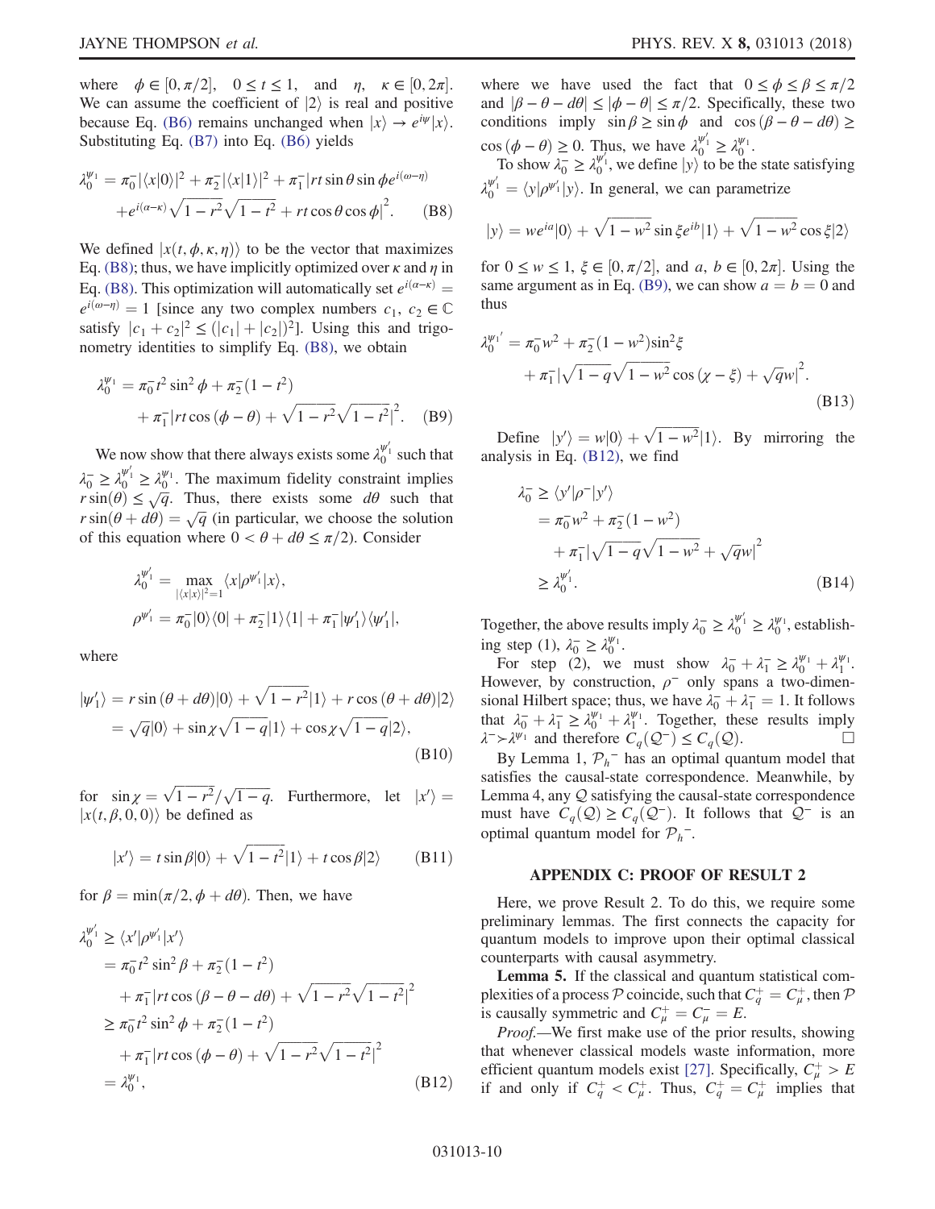where $\phi \in [0, \pi/2]$, $0 \leq t \leq 1$, and $\eta$, $\kappa \in [0, 2\pi]$. We can assume the coefficient of $|2\rangle$ is real and positive because Eq. (B6) remains unchanged when $|x\rangle \to e^{i\psi}|x\rangle$. Substituting Eq. (B7) into Eq. (B6) yields

$$\lambda_0^{\psi_1} = \pi_0^-|\langle x|0\rangle|^2 + \pi_2^-|\langle x|1\rangle|^2 + \pi_1^-|rt\sin\theta\sin\phi e^{i(\omega-\eta)} + e^{i(\alpha-\kappa)}\sqrt{1-r^2}\sqrt{1-t^2} + rt\cos\theta\cos\phi\big|^2. \quad \text{(B8)}$$

We defined $|x(t, \phi, \kappa, \eta)\rangle$ to be the vector that maximizes Eq. (B8); thus, we have implicitly optimized over $\kappa$ and $\eta$ in Eq. (B8). This optimization will automatically set $e^{i(\alpha-\kappa)} = e^{i(\omega-\eta)} = 1$ [since any two complex numbers $c_1$, $c_2 \in \mathbb{C}$ satisfy $|c_1 + c_2|^2 \leq (|c_1| + |c_2|)^2$]. Using this and trigonometry identities to simplify Eq. (B8), we obtain

$$\lambda_0^{\psi_1} = \pi_0^- t^2\sin^2\phi + \pi_2^-(1-t^2) + \pi_1^-|rt\cos(\phi-\theta) + \sqrt{1-r^2}\sqrt{1-t^2}|^2. \quad \text{(B9)}$$

We now show that there always exists some $\lambda_0^{\psi_1'}$ such that $\lambda_0^- \geq \lambda_0^{\psi_1'} \geq \lambda_0^{\psi_1}$. The maximum fidelity constraint implies $r\sin(\theta) \leq \sqrt{q}$. Thus, there exists some $d\theta$ such that $r\sin(\theta + d\theta) = \sqrt{q}$ (in particular, we choose the solution of this equation where $0 < \theta + d\theta \leq \pi/2$). Consider

$$\lambda_0^{\psi_1'} = \max_{|\langle x|x\rangle|^2=1} \langle x|\rho^{\psi_1'}|x\rangle,$$

$$\rho^{\psi_1'} = \pi_0^-|0\rangle\langle 0| + \pi_2^-|1\rangle\langle 1| + \pi_1^-|\psi_1'\rangle\langle\psi_1'|,$$

where

$$\begin{aligned}|\psi_1'\rangle &= r\sin(\theta+d\theta)|0\rangle + \sqrt{1-r^2}|1\rangle + r\cos(\theta+d\theta)|2\rangle \\ &= \sqrt{q}|0\rangle + \sin\chi\sqrt{1-q}|1\rangle + \cos\chi\sqrt{1-q}|2\rangle,\end{aligned} \quad \text{(B10)}$$

for $\sin\chi = \sqrt{1-r^2}/\sqrt{1-q}$. Furthermore, let $|x'\rangle = |x(t, \beta, 0, 0)\rangle$ be defined as

$$|x'\rangle = t\sin\beta|0\rangle + \sqrt{1-t^2}|1\rangle + t\cos\beta|2\rangle \quad \text{(B11)}$$

for $\beta = \min(\pi/2, \phi + d\theta)$. Then, we have

$$\begin{aligned}\lambda_0^{\psi_1'} &\geq \langle x'|\rho^{\psi_1'}|x'\rangle \\ &= \pi_0^- t^2\sin^2\beta + \pi_2^-(1-t^2) \\ &\quad + \pi_1^-|rt\cos(\beta-\theta-d\theta) + \sqrt{1-r^2}\sqrt{1-t^2}|^2 \\ &\geq \pi_0^- t^2\sin^2\phi + \pi_2^-(1-t^2) \\ &\quad + \pi_1^-|rt\cos(\phi-\theta) + \sqrt{1-r^2}\sqrt{1-t^2}|^2 \\ &= \lambda_0^{\psi_1},\end{aligned} \quad \text{(B12)}$$

where we have used the fact that $0 \leq \phi \leq \beta \leq \pi/2$ and $|\beta - \theta - d\theta| \leq |\phi - \theta| \leq \pi/2$. Specifically, these two conditions imply $\sin\beta \geq \sin\phi$ and $\cos(\beta - \theta - d\theta) \geq \cos(\phi - \theta) \geq 0$. Thus, we have $\lambda_0^{\psi_1'} \geq \lambda_0^{\psi_1}$.

To show $\lambda_0^- \geq \lambda_0^{\psi_1'}$, we define $|y\rangle$ to be the state satisfying $\lambda_0^{\psi_1'} = \langle y|\rho^{\psi_1'}|y\rangle$. In general, we can parametrize

$$|y\rangle = we^{ia}|0\rangle + \sqrt{1-w^2}\sin\xi e^{ib}|1\rangle + \sqrt{1-w^2}\cos\xi|2\rangle$$

for $0 \leq w \leq 1$, $\xi \in [0, \pi/2]$, and $a$, $b \in [0, 2\pi]$. Using the same argument as in Eq. (B9), we can show $a = b = 0$ and thus

$$\lambda_0^{\psi_1'} = \pi_0^- w^2 + \pi_2^-(1-w^2)\sin^2\xi + \pi_1^-|\sqrt{1-q}\sqrt{1-w^2}\cos(\chi-\xi) + \sqrt{q}w|^2. \quad \text{(B13)}$$

Define $|y'\rangle = w|0\rangle + \sqrt{1-w^2}|1\rangle$. By mirroring the analysis in Eq. (B12), we find

$$\begin{aligned}\lambda_0^- &\geq \langle y'|\rho^-|y'\rangle \\ &= \pi_0^- w^2 + \pi_2^-(1-w^2) \\ &\quad + \pi_1^-|\sqrt{1-q}\sqrt{1-w^2} + \sqrt{q}w|^2 \\ &\geq \lambda_0^{\psi_1'}.\end{aligned} \quad \text{(B14)}$$

Together, the above results imply $\lambda_0^- \geq \lambda_0^{\psi_1'} \geq \lambda_0^{\psi_1}$, establishing step (1), $\lambda_0^- \geq \lambda_0^{\psi_1}$.

For step (2), we must show $\lambda_0^- + \lambda_1^- \geq \lambda_0^{\psi_1} + \lambda_1^{\psi_1}$. However, by construction, $\rho^-$ only spans a two-dimensional Hilbert space; thus, we have $\lambda_0^- + \lambda_1^- = 1$. It follows that $\lambda_0^- + \lambda_1^- \geq \lambda_0^{\psi_1} + \lambda_1^{\psi_1}$. Together, these results imply $\lambda^- \succ \lambda^{\psi_1}$ and therefore $C_q(\mathcal{Q}^-) \leq C_q(\mathcal{Q})$. $\square$

By Lemma 1, $\mathcal{P}_h^-$ has an optimal quantum model that satisfies the causal-state correspondence. Meanwhile, by Lemma 4, any $\mathcal{Q}$ satisfying the causal-state correspondence must have $C_q(\mathcal{Q}) \geq C_q(\mathcal{Q}^-)$. It follows that $\mathcal{Q}^-$ is an optimal quantum model for $\mathcal{P}_h^-$.

## APPENDIX C: PROOF OF RESULT 2

Here, we prove Result 2. To do this, we require some preliminary lemmas. The first connects the capacity for quantum models to improve upon their optimal classical counterparts with causal asymmetry.

**Lemma 5.** If the classical and quantum statistical complexities of a process $\mathcal{P}$ coincide, such that $C_q^+ = C_\mu^+$, then $\mathcal{P}$ is causally symmetric and $C_\mu^+ = C_\mu^- = E$.

*Proof.*—We first make use of the prior results, showing that whenever classical models waste information, more efficient quantum models exist [27]. Specifically, $C_\mu^+ > E$ if and only if $C_q^+ < C_\mu^+$. Thus, $C_q^+ = C_\mu^+$ implies that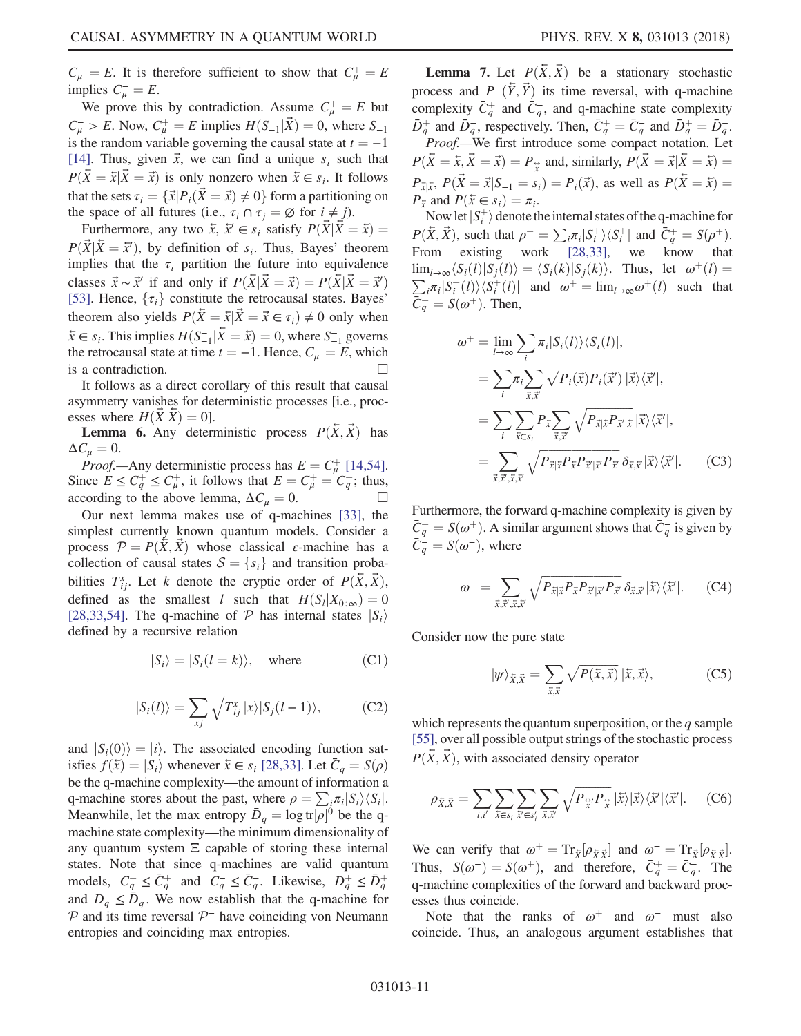$C_\mu^+ = E$. It is therefore sufficient to show that $C_\mu^+ = E$ implies $C_\mu^- = E$.

We prove this by contradiction. Assume $C_\mu^+ = E$ but $C_\mu^- > E$. Now, $C_\mu^+ = E$ implies $H(S_{-1}|\vec{X}) = 0$, where $S_{-1}$ is the random variable governing the causal state at $t = -1$ [14]. Thus, given $\vec{x}$, we can find a unique $s_i$ such that $P(\overleftarrow{X} = \overleftarrow{x}|\vec{X} = \vec{x})$ is only nonzero when $\overleftarrow{x} \in s_i$. It follows that the sets $\tau_i = \{\vec{x}|P_i(\vec{X} = \vec{x}) \neq 0\}$ form a partitioning on the space of all futures (i.e., $\tau_i \cap \tau_j = \varnothing$ for $i \neq j$).

Furthermore, any two $\overleftarrow{x}, \overleftarrow{x}' \in s_i$ satisfy $P(\vec{X}|\overleftarrow{X} = \overleftarrow{x}) = P(\vec{X}|\overleftarrow{X} = \overleftarrow{x}')$, by definition of $s_i$. Thus, Bayes' theorem implies that the $\tau_i$ partition the future into equivalence classes $\vec{x} \sim \vec{x}'$ if and only if $P(\overleftarrow{X}|\vec{X} = \vec{x}) = P(\overleftarrow{X}|\vec{X} = \vec{x}')$ [53]. Hence, $\{\tau_i\}$ constitute the retrocausal states. Bayes' theorem also yields $P(\overleftarrow{X} = \overleftarrow{x}|\vec{X} = \vec{x} \in \tau_i) \neq 0$ only when $\overleftarrow{x} \in s_i$. This implies $H(S_{-1}^-|\overleftarrow{X} = \overleftarrow{x}) = 0$, where $S_{-1}^-$ governs the retrocausal state at time $t = -1$. Hence, $C_\mu^- = E$, which is a contradiction. □

It follows as a direct corollary of this result that causal asymmetry vanishes for deterministic processes [i.e., processes where $H(\vec{X}|\overleftarrow{X}) = 0$].

**Lemma 6.** Any deterministic process $P(\overleftarrow{X}, \vec{X})$ has $\Delta C_\mu = 0$.

*Proof.*—Any deterministic process has $E = C_\mu^+$ [14,54]. Since $E \leq C_q^+ \leq C_\mu^+$, it follows that $E = C_\mu^+ = C_q^+$; thus, according to the above lemma, $\Delta C_\mu = 0$. □

Our next lemma makes use of q-machines [33], the simplest currently known quantum models. Consider a process $\mathcal{P} = P(\overleftarrow{X}, \vec{X})$ whose classical $\varepsilon$-machine has a collection of causal states $\mathcal{S} = \{s_i\}$ and transition probabilities $T_{ij}^x$. Let $k$ denote the cryptic order of $P(\overleftarrow{X}, \vec{X})$, defined as the smallest $l$ such that $H(S_l|X_{0:\infty}) = 0$ [28,33,54]. The q-machine of $\mathcal{P}$ has internal states $|S_i\rangle$ defined by a recursive relation

$$|S_i\rangle = |S_i(l = k)\rangle, \quad \text{where} \tag{C1}$$

$$|S_i(l)\rangle = \sum_{xj} \sqrt{T_{ij}^x}\, |x\rangle |S_j(l-1)\rangle, \tag{C2}$$

and $|S_i(0)\rangle = |i\rangle$. The associated encoding function satisfies $f(\overleftarrow{x}) = |S_i\rangle$ whenever $\overleftarrow{x} \in s_i$ [28,33]. Let $\bar{C}_q = S(\rho)$ be the q-machine complexity—the amount of information a q-machine stores about the past, where $\rho = \sum_i \pi_i |S_i\rangle\langle S_i|$. Meanwhile, let the max entropy $\bar{D}_q = \log \mathrm{tr}[\rho]^0$ be the q-machine state complexity—the minimum dimensionality of any quantum system $\Xi$ capable of storing these internal states. Note that since q-machines are valid quantum models, $C_q^+ \leq \bar{C}_q^+$ and $C_q^- \leq \bar{C}_q^-$. Likewise, $D_q^+ \leq \bar{D}_q^+$ and $D_q^- \leq \bar{D}_q^-$. We now establish that the q-machine for $\mathcal{P}$ and its time reversal $\mathcal{P}^-$ have coinciding von Neumann entropies and coinciding max entropies.

**Lemma 7.** Let $P(\overleftarrow{X}, \vec{X})$ be a stationary stochastic process and $P^-(\overleftarrow{Y}, \vec{Y})$ its time reversal, with q-machine complexity $\bar{C}_q^+$ and $\bar{C}_q^-$, and q-machine state complexity $\bar{D}_q^+$ and $\bar{D}_q^-$, respectively. Then, $\bar{C}_q^+ = \bar{C}_q^-$ and $\bar{D}_q^+ = \bar{D}_q^-$.

*Proof.*—We first introduce some compact notation. Let $P(\overleftarrow{X} = \overleftarrow{x}, \vec{X} = \vec{x}) = P_{\overleftrightarrow{x}}$ and, similarly, $P(\vec{X} = \vec{x}|\overleftarrow{X} = \overleftarrow{x}) = P_{\vec{x}|\overleftarrow{x}}$, $P(\vec{X} = \vec{x}|S_{-1} = s_i) = P_i(\vec{x})$, as well as $P(\overleftarrow{X} = \overleftarrow{x}) = P_{\overleftarrow{x}}$ and $P(\overleftarrow{x} \in s_i) = \pi_i$.

Now let $|S_i^+\rangle$ denote the internal states of the q-machine for $P(\overleftarrow{X}, \vec{X})$, such that $\rho^+ = \sum_i \pi_i |S_i^+\rangle\langle S_i^+|$ and $\bar{C}_q^+ = S(\rho^+)$. From existing work [28,33], we know that $\lim_{l\to\infty} \langle S_i(l)|S_j(l)\rangle = \langle S_i(k)|S_j(k)\rangle$. Thus, let $\omega^+(l) = \sum_i \pi_i |S_i^+(l)\rangle\langle S_i^+(l)|$ and $\omega^+ = \lim_{l\to\infty}\omega^+(l)$ such that $\bar{C}_q^+ = S(\omega^+)$. Then,

$$\begin{aligned}
\omega^+ &= \lim_{l\to\infty} \sum_i \pi_i |S_i(l)\rangle\langle S_i(l)|, \\
&= \sum_i \pi_i \sum_{\vec{x},\vec{x}'} \sqrt{P_i(\vec{x})P_i(\vec{x}')}\, |\vec{x}\rangle\langle \vec{x}'|, \\
&= \sum_i \sum_{\overleftarrow{x}\in s_i} P_{\overleftarrow{x}} \sum_{\vec{x},\vec{x}'} \sqrt{P_{\vec{x}|\overleftarrow{x}} P_{\vec{x}'|\overleftarrow{x}}}\, |\vec{x}\rangle\langle \vec{x}'|, \\
&= \sum_{\vec{x},\vec{x}',\overleftarrow{x},\overleftarrow{x}'} \sqrt{P_{\vec{x}|\overleftarrow{x}} P_{\overleftarrow{x}} P_{\vec{x}'|\overleftarrow{x}'} P_{\overleftarrow{x}'}}\, \delta_{\overleftarrow{x},\overleftarrow{x}'} |\vec{x}\rangle\langle \vec{x}'|.
\end{aligned} \tag{C3}$$

Furthermore, the forward q-machine complexity is given by $\bar{C}_q^+ = S(\omega^+)$. A similar argument shows that $\bar{C}_q^-$ is given by $\bar{C}_q^- = S(\omega^-)$, where

$$\omega^- = \sum_{\overleftarrow{x},\overleftarrow{x}',\vec{x},\vec{x}'} \sqrt{P_{\overleftarrow{x}|\vec{x}} P_{\vec{x}} P_{\overleftarrow{x}'|\vec{x}'} P_{\vec{x}'}}\, \delta_{\vec{x},\vec{x}'} |\overleftarrow{x}\rangle\langle \overleftarrow{x}'|. \tag{C4}$$

Consider now the pure state

$$|\psi\rangle_{\overleftarrow{X},\vec{X}} = \sum_{\overleftarrow{x},\vec{x}} \sqrt{P(\overleftarrow{x},\vec{x})}\, |\overleftarrow{x},\vec{x}\rangle, \tag{C5}$$

which represents the quantum superposition, or the $q$ sample [55], over all possible output strings of the stochastic process $P(\overleftarrow{X}, \vec{X})$, with associated density operator

$$\rho_{\overleftarrow{X},\vec{X}} = \sum_{i,i'} \sum_{\overleftarrow{x}\in s_i} \sum_{\overleftarrow{x}'\in s_{i'}} \sum_{\vec{x},\vec{x}'} \sqrt{P_{\overleftrightarrow{x}} P_{\overleftrightarrow{x}'}}\, |\overleftarrow{x}\rangle|\vec{x}\rangle\langle \vec{x}'|\langle \overleftarrow{x}'|. \tag{C6}$$

We can verify that $\omega^+ = \mathrm{Tr}_{\overleftarrow{X}}[\rho_{\overleftarrow{X}\vec{X}}]$ and $\omega^- = \mathrm{Tr}_{\vec{X}}[\rho_{\overleftarrow{X}\vec{X}}]$. Thus, $S(\omega^-) = S(\omega^+)$, and therefore, $\bar{C}_q^+ = \bar{C}_q^-$. The q-machine complexities of the forward and backward processes thus coincide.

Note that the ranks of $\omega^+$ and $\omega^-$ must also coincide. Thus, an analogous argument establishes that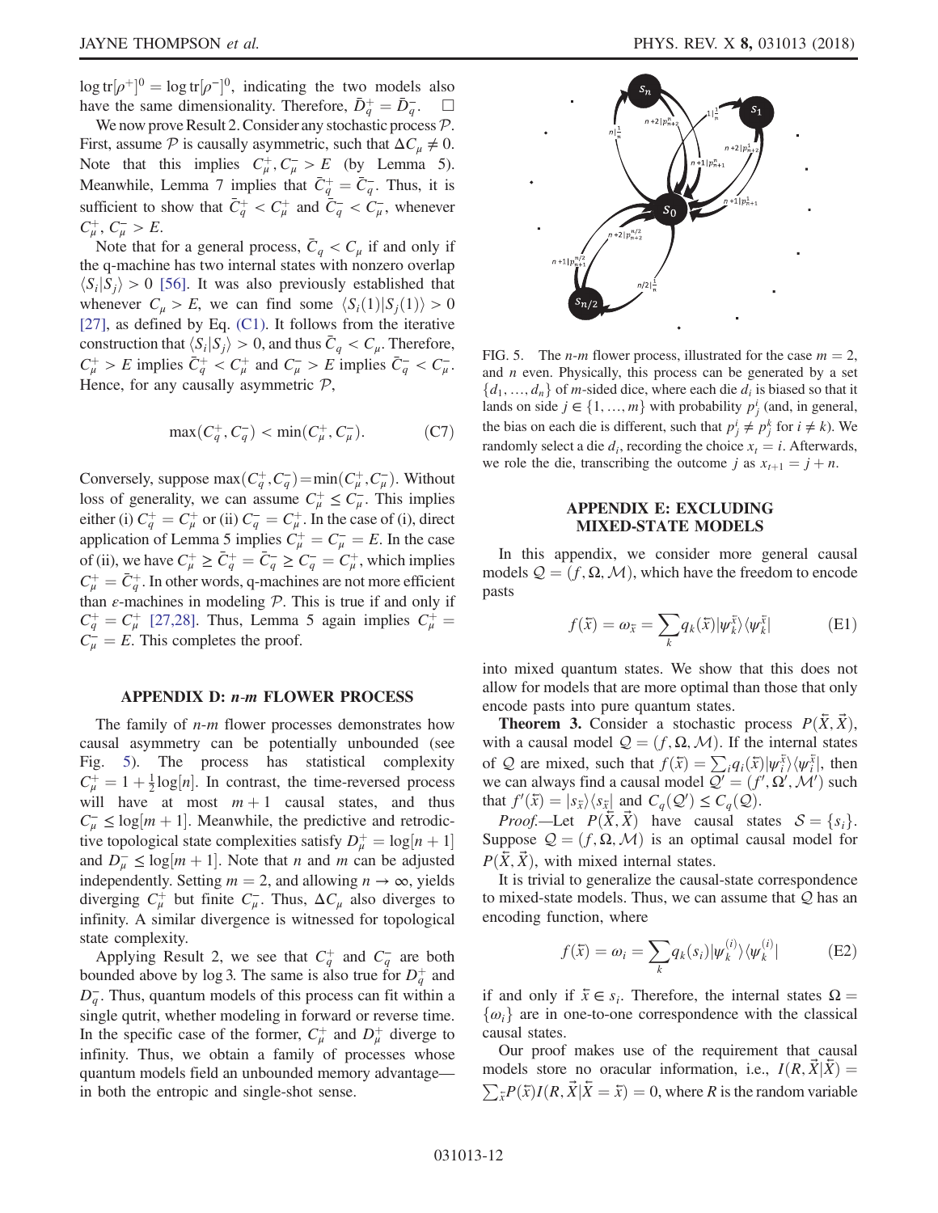$\log \mathrm{tr}[\rho^+]^0 = \log \mathrm{tr}[\rho^-]^0$, indicating the two models also have the same dimensionality. Therefore, $\bar{D}_q^+ = \bar{D}_q^-$. $\square$

We now prove Result 2. Consider any stochastic process $\mathcal{P}$. First, assume $\mathcal{P}$ is causally asymmetric, such that $\Delta C_\mu \neq 0$. Note that this implies $C_\mu^+, C_\mu^- > E$ (by Lemma 5). Meanwhile, Lemma 7 implies that $\bar{C}_q^+ = \bar{C}_q^-$. Thus, it is sufficient to show that $\bar{C}_q^+ < C_\mu^+$ and $\bar{C}_q^- < C_\mu^-$, whenever $C_\mu^+, C_\mu^- > E$.

Note that for a general process, $\bar{C}_q < C_\mu$ if and only if the q-machine has two internal states with nonzero overlap $\langle S_i | S_j \rangle > 0$ [56]. It was also previously established that whenever $C_\mu > E$, we can find some $\langle S_i(1) | S_j(1) \rangle > 0$ [27], as defined by Eq. (C1). It follows from the iterative construction that $\langle S_i | S_j \rangle > 0$, and thus $\bar{C}_q < C_\mu$. Therefore, $C_\mu^+ > E$ implies $\bar{C}_q^+ < C_\mu^+$ and $C_\mu^- > E$ implies $\bar{C}_q^- < C_\mu^-$. Hence, for any causally asymmetric $\mathcal{P}$,

$$\max(C_q^+, C_q^-) < \min(C_\mu^+, C_\mu^-). \tag{C7}$$

Conversely, suppose $\max(C_q^+, C_q^-) = \min(C_\mu^+, C_\mu^-)$. Without loss of generality, we can assume $C_\mu^+ \leq C_\mu^-$. This implies either (i) $C_q^+ = C_\mu^+$ or (ii) $C_q^- = C_\mu^+$. In the case of (i), direct application of Lemma 5 implies $C_\mu^+ = C_\mu^- = E$. In the case of (ii), we have $C_\mu^+ \geq \bar{C}_q^+ = \bar{C}_q^- \geq C_q^- = C_\mu^+$, which implies $C_\mu^+ = \bar{C}_q^+$. In other words, q-machines are not more efficient than $\varepsilon$-machines in modeling $\mathcal{P}$. This is true if and only if $C_q^+ = C_\mu^+$ [27,28]. Thus, Lemma 5 again implies $C_\mu^+ = C_\mu^- = E$. This completes the proof.

## APPENDIX D: *n*-*m* FLOWER PROCESS

The family of $n$-$m$ flower processes demonstrates how causal asymmetry can be potentially unbounded (see Fig. 5). The process has statistical complexity $C_\mu^+ = 1 + \frac{1}{2}\log[n]$. In contrast, the time-reversed process will have at most $m+1$ causal states, and thus $C_\mu^- \leq \log[m+1]$. Meanwhile, the predictive and retrodictive topological state complexities satisfy $D_\mu^+ = \log[n+1]$ and $D_\mu^- \leq \log[m+1]$. Note that $n$ and $m$ can be adjusted independently. Setting $m = 2$, and allowing $n \to \infty$, yields diverging $C_\mu^+$ but finite $C_\mu^-$. Thus, $\Delta C_\mu$ also diverges to infinity. A similar divergence is witnessed for topological state complexity.

Applying Result 2, we see that $C_q^+$ and $C_q^-$ are both bounded above by $\log 3$. The same is also true for $D_q^+$ and $D_q^-$. Thus, quantum models of this process can fit within a single qutrit, whether modeling in forward or reverse time. In the specific case of the former, $C_\mu^+$ and $D_\mu^+$ diverge to infinity. Thus, we obtain a family of processes whose quantum models field an unbounded memory advantage—in both the entropic and single-shot sense.

FIG. 5. The $n$-$m$ flower process, illustrated for the case $m = 2$, and $n$ even. Physically, this process can be generated by a set $\{d_1, \ldots, d_n\}$ of $m$-sided dice, where each die $d_i$ is biased so that it lands on side $j \in \{1, \ldots, m\}$ with probability $p_j^i$ (and, in general, the bias on each die is different, such that $p_j^i \neq p_j^k$ for $i \neq k$). We randomly select a die $d_i$, recording the choice $x_t = i$. Afterwards, we role the die, transcribing the outcome $j$ as $x_{t+1} = j + n$.

## APPENDIX E: EXCLUDING MIXED-STATE MODELS

In this appendix, we consider more general causal models $\mathcal{Q} = (f, \Omega, \mathcal{M})$, which have the freedom to encode pasts

$$f(\overleftarrow{x}) = \omega_{\overleftarrow{x}} = \sum_k q_k(\overleftarrow{x}) |\psi_k^{\overleftarrow{x}}\rangle\langle\psi_k^{\overleftarrow{x}}| \tag{E1}$$

into mixed quantum states. We show that this does not allow for models that are more optimal than those that only encode pasts into pure quantum states.

**Theorem 3.** Consider a stochastic process $P(\overleftarrow{X}, \overrightarrow{X})$, with a causal model $\mathcal{Q} = (f, \Omega, \mathcal{M})$. If the internal states of $\mathcal{Q}$ are mixed, such that $f(\overleftarrow{x}) = \sum_i q_i(\overleftarrow{x}) |\psi_i^{\overleftarrow{x}}\rangle\langle\psi_i^{\overleftarrow{x}}|$, then we can always find a causal model $\mathcal{Q}' = (f', \Omega', \mathcal{M}')$ such that $f'(\overleftarrow{x}) = |s_{\overleftarrow{x}}\rangle\langle s_{\overleftarrow{x}}|$ and $C_q(\mathcal{Q}') \leq C_q(\mathcal{Q})$.

*Proof.*—Let $P(\overleftarrow{X}, \overrightarrow{X})$ have causal states $\mathcal{S} = \{s_i\}$. Suppose $\mathcal{Q} = (f, \Omega, \mathcal{M})$ is an optimal causal model for $P(\overleftarrow{X}, \overrightarrow{X})$, with mixed internal states.

It is trivial to generalize the causal-state correspondence to mixed-state models. Thus, we can assume that $\mathcal{Q}$ has an encoding function, where

$$f(\overleftarrow{x}) = \omega_i = \sum_k q_k(s_i) |\psi_k^{(i)}\rangle\langle\psi_k^{(i)}| \tag{E2}$$

if and only if $\overleftarrow{x} \in s_i$. Therefore, the internal states $\Omega = \{\omega_i\}$ are in one-to-one correspondence with the classical causal states.

Our proof makes use of the requirement that causal models store no oracular information, i.e., $I(R, \overrightarrow{X} | \overleftarrow{X}) = \sum_{\overleftarrow{x}} P(\overleftarrow{x}) I(R, \overrightarrow{X} | \overleftarrow{X} = \overleftarrow{x}) = 0$, where $R$ is the random variable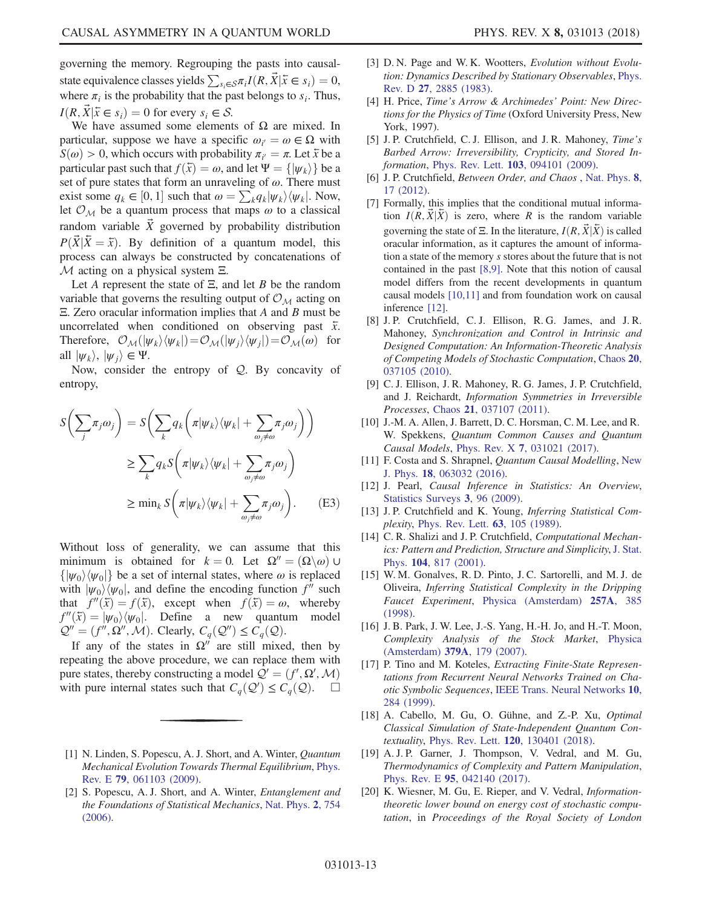governing the memory. Regrouping the pasts into causal-state equivalence classes yields $\sum_{s_i \in \mathcal{S}} \pi_i I(R, \vec{X} | \overleftarrow{x} \in s_i) = 0$, where $\pi_i$ is the probability that the past belongs to $s_i$. Thus, $I(R, \vec{X} | \overleftarrow{x} \in s_i) = 0$ for every $s_i \in \mathcal{S}$.

We have assumed some elements of $\Omega$ are mixed. In particular, suppose we have a specific $\omega_{i'} = \omega \in \Omega$ with $S(\omega) > 0$, which occurs with probability $\pi_{i'} = \pi$. Let $\overleftarrow{x}$ be a particular past such that $f(\overleftarrow{x}) = \omega$, and let $\Psi = \{|\psi_k\rangle\}$ be a set of pure states that form an unraveling of $\omega$. There must exist some $q_k \in [0, 1]$ such that $\omega = \sum_k q_k |\psi_k\rangle\langle\psi_k|$. Now, let $\mathcal{O}_{\mathcal{M}}$ be a quantum process that maps $\omega$ to a classical random variable $\vec{X}$ governed by probability distribution $P(\vec{X} | \overleftarrow{X} = \overleftarrow{x})$. By definition of a quantum model, this process can always be constructed by concatenations of $\mathcal{M}$ acting on a physical system $\Xi$.

Let $A$ represent the state of $\Xi$, and let $B$ be the random variable that governs the resulting output of $\mathcal{O}_{\mathcal{M}}$ acting on $\Xi$. Zero oracular information implies that $A$ and $B$ must be uncorrelated when conditioned on observing past $\overleftarrow{x}$. Therefore, $\mathcal{O}_{\mathcal{M}}(|\psi_k\rangle\langle\psi_k|) = \mathcal{O}_{\mathcal{M}}(|\psi_j\rangle\langle\psi_j|) = \mathcal{O}_{\mathcal{M}}(\omega)$ for all $|\psi_k\rangle, |\psi_j\rangle \in \Psi$.

Now, consider the entropy of $\mathcal{Q}$. By concavity of entropy,

$$
\begin{aligned}
S\left(\sum_j \pi_j \omega_j\right) &= S\left(\sum_k q_k \left(\pi |\psi_k\rangle\langle\psi_k| + \sum_{\omega_j \neq \omega} \pi_j \omega_j\right)\right) \\
&\geq \sum_k q_k S\left(\pi |\psi_k\rangle\langle\psi_k| + \sum_{\omega_j \neq \omega} \pi_j \omega_j\right) \\
&\geq \min_k S\left(\pi |\psi_k\rangle\langle\psi_k| + \sum_{\omega_j \neq \omega} \pi_j \omega_j\right). \qquad \text{(E3)}
\end{aligned}
$$

Without loss of generality, we can assume that this minimum is obtained for $k = 0$. Let $\Omega'' = (\Omega \backslash \omega) \cup \{|\psi_0\rangle\langle\psi_0|\}$ be a set of internal states, where $\omega$ is replaced with $|\psi_0\rangle\langle\psi_0|$, and define the encoding function $f''$ such that $f''(\overleftarrow{x}) = f(\overleftarrow{x})$, except when $f(\overleftarrow{x}) = \omega$, whereby $f''(\overleftarrow{x}) = |\psi_0\rangle\langle\psi_0|$. Define a new quantum model $\mathcal{Q}'' = (f'', \Omega'', \mathcal{M})$. Clearly, $C_q(\mathcal{Q}'') \leq C_q(\mathcal{Q})$.

If any of the states in $\Omega''$ are still mixed, then by repeating the above procedure, we can replace them with pure states, thereby constructing a model $\mathcal{Q}' = (f', \Omega', \mathcal{M})$ with pure internal states such that $C_q(\mathcal{Q}') \leq C_q(\mathcal{Q})$. □

---

[1] N. Linden, S. Popescu, A. J. Short, and A. Winter, *Quantum Mechanical Evolution Towards Thermal Equilibrium*, Phys. Rev. E **79**, 061103 (2009).

[2] S. Popescu, A. J. Short, and A. Winter, *Entanglement and the Foundations of Statistical Mechanics*, Nat. Phys. **2**, 754 (2006).

[3] D. N. Page and W. K. Wootters, *Evolution without Evolution: Dynamics Described by Stationary Observables*, Phys. Rev. D **27**, 2885 (1983).

[4] H. Price, *Time's Arrow & Archimedes' Point: New Directions for the Physics of Time* (Oxford University Press, New York, 1997).

[5] J. P. Crutchfield, C. J. Ellison, and J. R. Mahoney, *Time's Barbed Arrow: Irreversibility, Crypticity, and Stored Information*, Phys. Rev. Lett. **103**, 094101 (2009).

[6] J. P. Crutchfield, *Between Order, and Chaos* , Nat. Phys. **8**, 17 (2012).

[7] Formally, this implies that the conditional mutual information $I(R, \vec{X} | \overleftarrow{X})$ is zero, where $R$ is the random variable governing the state of $\Xi$. In the literature, $I(R, \vec{X} | \overleftarrow{X})$ is called oracular information, as it captures the amount of information a state of the memory $s$ stores about the future that is not contained in the past [8,9]. Note that this notion of causal model differs from the recent developments in quantum causal models [10,11] and from foundation work on causal inference [12].

[8] J. P. Crutchfield, C. J. Ellison, R. G. James, and J. R. Mahoney, *Synchronization and Control in Intrinsic and Designed Computation: An Information-Theoretic Analysis of Competing Models of Stochastic Computation*, Chaos **20**, 037105 (2010).

[9] C. J. Ellison, J. R. Mahoney, R. G. James, J. P. Crutchfield, and J. Reichardt, *Information Symmetries in Irreversible Processes*, Chaos **21**, 037107 (2011).

[10] J.-M. A. Allen, J. Barrett, D. C. Horsman, C. M. Lee, and R. W. Spekkens, *Quantum Common Causes and Quantum Causal Models*, Phys. Rev. X **7**, 031021 (2017).

[11] F. Costa and S. Shrapnel, *Quantum Causal Modelling*, New J. Phys. **18**, 063032 (2016).

[12] J. Pearl, *Causal Inference in Statistics: An Overview*, Statistics Surveys **3**, 96 (2009).

[13] J. P. Crutchfield and K. Young, *Inferring Statistical Complexity*, Phys. Rev. Lett. **63**, 105 (1989).

[14] C. R. Shalizi and J. P. Crutchfield, *Computational Mechanics: Pattern and Prediction, Structure and Simplicity*, J. Stat. Phys. **104**, 817 (2001).

[15] W. M. Gonalves, R. D. Pinto, J. C. Sartorelli, and M. J. de Oliveira, *Inferring Statistical Complexity in the Dripping Faucet Experiment*, Physica (Amsterdam) **257A**, 385 (1998).

[16] J. B. Park, J. W. Lee, J.-S. Yang, H.-H. Jo, and H.-T. Moon, *Complexity Analysis of the Stock Market*, Physica (Amsterdam) **379A**, 179 (2007).

[17] P. Tino and M. Koteles, *Extracting Finite-State Representations from Recurrent Neural Networks Trained on Chaotic Symbolic Sequences*, IEEE Trans. Neural Networks **10**, 284 (1999).

[18] A. Cabello, M. Gu, O. Gühne, and Z.-P. Xu, *Optimal Classical Simulation of State-Independent Quantum Contextuality*, Phys. Rev. Lett. **120**, 130401 (2018).

[19] A. J. P. Garner, J. Thompson, V. Vedral, and M. Gu, *Thermodynamics of Complexity and Pattern Manipulation*, Phys. Rev. E **95**, 042140 (2017).

[20] K. Wiesner, M. Gu, E. Rieper, and V. Vedral, *Information-theoretic lower bound on energy cost of stochastic computation*, in *Proceedings of the Royal Society of London*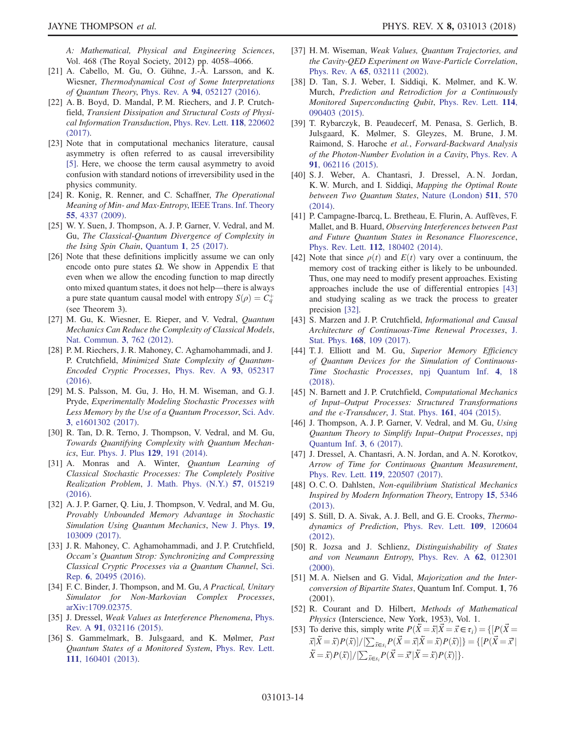A: *Mathematical, Physical and Engineering Sciences*, Vol. 468 (The Royal Society, 2012) pp. 4058–4066.

[21] A. Cabello, M. Gu, O. Gühne, J.-Å. Larsson, and K. Wiesner, *Thermodynamical Cost of Some Interpretations of Quantum Theory*, Phys. Rev. A **94**, 052127 (2016).

[22] A. B. Boyd, D. Mandal, P. M. Riechers, and J. P. Crutchfield, *Transient Dissipation and Structural Costs of Physical Information Transduction*, Phys. Rev. Lett. **118**, 220602 (2017).

[23] Note that in computational mechanics literature, causal asymmetry is often referred to as causal irreversibility [5]. Here, we choose the term causal asymmetry to avoid confusion with standard notions of irreversibility used in the physics community.

[24] R. Konig, R. Renner, and C. Schaffner, *The Operational Meaning of Min- and Max-Entropy*, IEEE Trans. Inf. Theory **55**, 4337 (2009).

[25] W. Y. Suen, J. Thompson, A. J. P. Garner, V. Vedral, and M. Gu, *The Classical-Quantum Divergence of Complexity in the Ising Spin Chain*, Quantum **1**, 25 (2017).

[26] Note that these definitions implicitly assume we can only encode onto pure states $\Omega$. We show in Appendix E that even when we allow the encoding function to map directly onto mixed quantum states, it does not help—there is always a pure state quantum causal model with entropy $S(\rho) = C_q^+$ (see Theorem 3).

[27] M. Gu, K. Wiesner, E. Rieper, and V. Vedral, *Quantum Mechanics Can Reduce the Complexity of Classical Models*, Nat. Commun. **3**, 762 (2012).

[28] P. M. Riechers, J. R. Mahoney, C. Aghamohammadi, and J. P. Crutchfield, *Minimized State Complexity of Quantum-Encoded Cryptic Processes*, Phys. Rev. A **93**, 052317 (2016).

[29] M. S. Palsson, M. Gu, J. Ho, H. M. Wiseman, and G. J. Pryde, *Experimentally Modeling Stochastic Processes with Less Memory by the Use of a Quantum Processor*, Sci. Adv. **3**, e1601302 (2017).

[30] R. Tan, D. R. Terno, J. Thompson, V. Vedral, and M. Gu, *Towards Quantifying Complexity with Quantum Mechanics*, Eur. Phys. J. Plus **129**, 191 (2014).

[31] A. Monras and A. Winter, *Quantum Learning of Classical Stochastic Processes: The Completely Positive Realization Problem*, J. Math. Phys. (N.Y.) **57**, 015219 (2016).

[32] A. J. P. Garner, Q. Liu, J. Thompson, V. Vedral, and M. Gu, *Provably Unbounded Memory Advantage in Stochastic Simulation Using Quantum Mechanics*, New J. Phys. **19**, 103009 (2017).

[33] J. R. Mahoney, C. Aghamohammadi, and J. P. Crutchfield, *Occam's Quantum Strop: Synchronizing and Compressing Classical Cryptic Processes via a Quantum Channel*, Sci. Rep. **6**, 20495 (2016).

[34] F. C. Binder, J. Thompson, and M. Gu, *A Practical, Unitary Simulator for Non-Markovian Complex Processes*, arXiv:1709.02375.

[35] J. Dressel, *Weak Values as Interference Phenomena*, Phys. Rev. A **91**, 032116 (2015).

[36] S. Gammelmark, B. Julsgaard, and K. Mølmer, *Past Quantum States of a Monitored System*, Phys. Rev. Lett. **111**, 160401 (2013).

[37] H. M. Wiseman, *Weak Values, Quantum Trajectories, and the Cavity-QED Experiment on Wave-Particle Correlation*, Phys. Rev. A **65**, 032111 (2002).

[38] D. Tan, S. J. Weber, I. Siddiqi, K. Mølmer, and K. W. Murch, *Prediction and Retrodiction for a Continuously Monitored Superconducting Qubit*, Phys. Rev. Lett. **114**, 090403 (2015).

[39] T. Rybarczyk, B. Peaudecerf, M. Penasa, S. Gerlich, B. Julsgaard, K. Mølmer, S. Gleyzes, M. Brune, J. M. Raimond, S. Haroche *et al.*, *Forward-Backward Analysis of the Photon-Number Evolution in a Cavity*, Phys. Rev. A **91**, 062116 (2015).

[40] S. J. Weber, A. Chantasri, J. Dressel, A. N. Jordan, K. W. Murch, and I. Siddiqi, *Mapping the Optimal Route between Two Quantum States*, Nature (London) **511**, 570 (2014).

[41] P. Campagne-Ibarcq, L. Bretheau, E. Flurin, A. Auffèves, F. Mallet, and B. Huard, *Observing Interferences between Past and Future Quantum States in Resonance Fluorescence*, Phys. Rev. Lett. **112**, 180402 (2014).

[42] Note that since $\rho(t)$ and $E(t)$ vary over a continuum, the memory cost of tracking either is likely to be unbounded. Thus, one may need to modify present approaches. Existing approaches include the use of differential entropies [43] and studying scaling as we track the process to greater precision [32].

[43] S. Marzen and J. P. Crutchfield, *Informational and Causal Architecture of Continuous-Time Renewal Processes*, J. Stat. Phys. **168**, 109 (2017).

[44] T. J. Elliott and M. Gu, *Superior Memory Efficiency of Quantum Devices for the Simulation of Continuous-Time Stochastic Processes*, npj Quantum Inf. **4**, 18 (2018).

[45] N. Barnett and J. P. Crutchfield, *Computational Mechanics of Input–Output Processes: Structured Transformations and the $\epsilon$-Transducer*, J. Stat. Phys. **161**, 404 (2015).

[46] J. Thompson, A. J. P. Garner, V. Vedral, and M. Gu, *Using Quantum Theory to Simplify Input–Output Processes*, npj Quantum Inf. **3**, 6 (2017).

[47] J. Dressel, A. Chantasri, A. N. Jordan, and A. N. Korotkov, *Arrow of Time for Continuous Quantum Measurement*, Phys. Rev. Lett. **119**, 220507 (2017).

[48] O. C. O. Dahlsten, *Non-equilibrium Statistical Mechanics Inspired by Modern Information Theory*, Entropy **15**, 5346 (2013).

[49] S. Still, D. A. Sivak, A. J. Bell, and G. E. Crooks, *Thermodynamics of Prediction*, Phys. Rev. Lett. **109**, 120604 (2012).

[50] R. Jozsa and J. Schlienz, *Distinguishability of States and von Neumann Entropy*, Phys. Rev. A **62**, 012301 (2000).

[51] M. A. Nielsen and G. Vidal, *Majorization and the Interconversion of Bipartite States*, Quantum Inf. Comput. **1**, 76 (2001).

[52] R. Courant and D. Hilbert, *Methods of Mathematical Physics* (Interscience, New York, 1953), Vol. 1.

[53] To derive this, simply write $P(\vec{X} = \vec{x}|\overleftarrow{X} = \overleftarrow{x} \in \tau_i) = \{[P(\vec{X} = \vec{x}|\overleftarrow{X} = \overleftarrow{x})P(\overleftarrow{x})]/[\sum_{\overleftarrow{x} \in s_i} P(\vec{X} = \vec{x}|\overleftarrow{X} = \overleftarrow{x})P(\overleftarrow{x})]\} = \{[P(\vec{X} = \vec{x}'|\overleftarrow{X} = \overleftarrow{x})P(\overleftarrow{x})]/[\sum_{\overleftarrow{x} \in s_i} P(\vec{X} = \vec{x}'|\overleftarrow{X} = \overleftarrow{x})P(\overleftarrow{x})]\}$.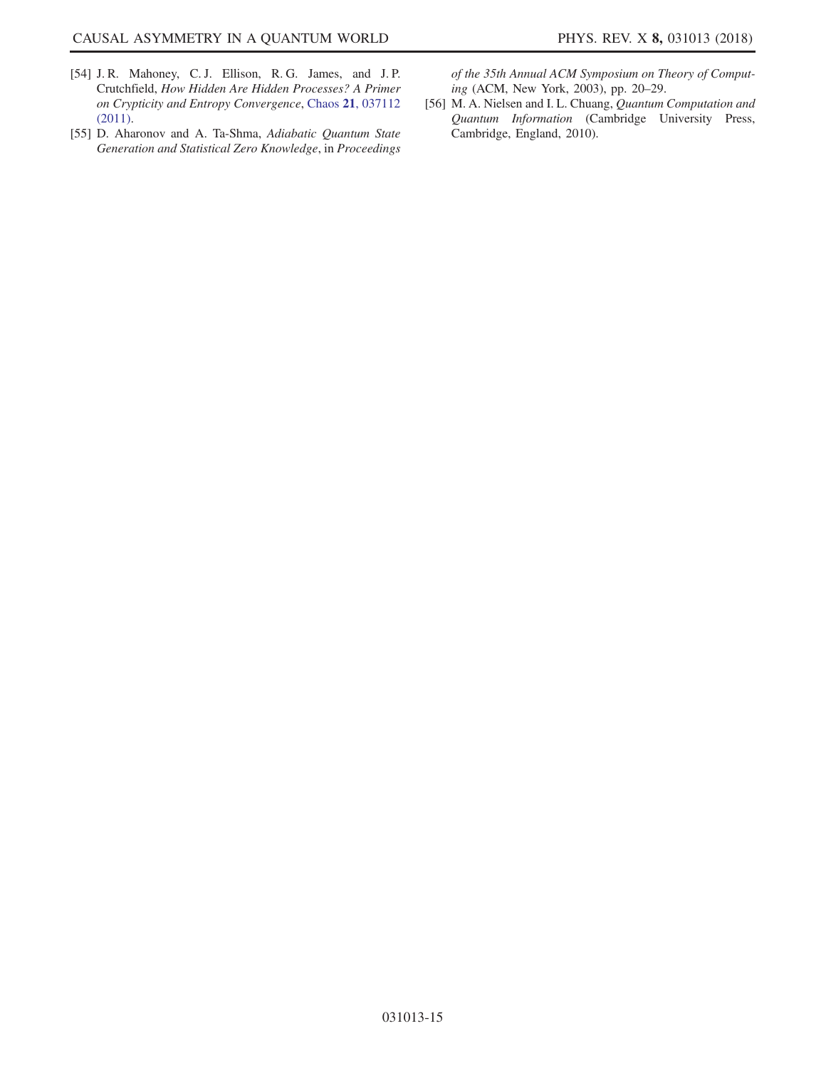[54] J. R. Mahoney, C. J. Ellison, R. G. James, and J. P. Crutchfield, *How Hidden Are Hidden Processes? A Primer on Crypticity and Entropy Convergence*, Chaos **21**, 037112 (2011).

[55] D. Aharonov and A. Ta-Shma, *Adiabatic Quantum State Generation and Statistical Zero Knowledge*, in *Proceedings of the 35th Annual ACM Symposium on Theory of Computing* (ACM, New York, 2003), pp. 20–29.

[56] M. A. Nielsen and I. L. Chuang, *Quantum Computation and Quantum Information* (Cambridge University Press, Cambridge, England, 2010).